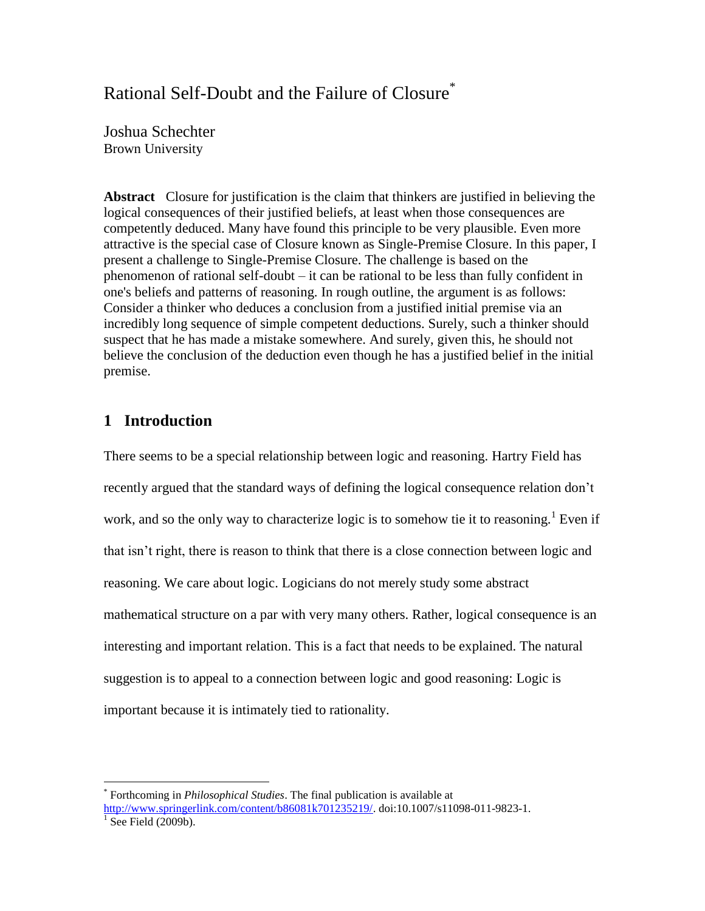# Rational Self-Doubt and the Failure of Closure[*]

Joshua Schechter
Brown University

**Abstract** Closure for justification is the claim that thinkers are justified in believing the logical consequences of their justified beliefs, at least when those consequences are competently deduced. Many have found this principle to be very plausible. Even more attractive is the special case of Closure known as Single-Premise Closure. In this paper, I present a challenge to Single-Premise Closure. The challenge is based on the phenomenon of rational self-doubt – it can be rational to be less than fully confident in one's beliefs and patterns of reasoning. In rough outline, the argument is as follows: Consider a thinker who deduces a conclusion from a justified initial premise via an incredibly long sequence of simple competent deductions. Surely, such a thinker should suspect that he has made a mistake somewhere. And surely, given this, he should not believe the conclusion of the deduction even though he has a justified belief in the initial premise.

## 1 Introduction

There seems to be a special relationship between logic and reasoning. Hartry Field has recently argued that the standard ways of defining the logical consequence relation don't work, and so the only way to characterize logic is to somehow tie it to reasoning.[1] Even if that isn't right, there is reason to think that there is a close connection between logic and reasoning. We care about logic. Logicians do not merely study some abstract mathematical structure on a par with very many others. Rather, logical consequence is an interesting and important relation. This is a fact that needs to be explained. The natural suggestion is to appeal to a connection between logic and good reasoning: Logic is important because it is intimately tied to rationality.

---

[*] Forthcoming in *Philosophical Studies*. The final publication is available at http://www.springerlink.com/content/b86081k701235219/. doi:10.1007/s11098-011-9823-1.

[1] See Field (2009b).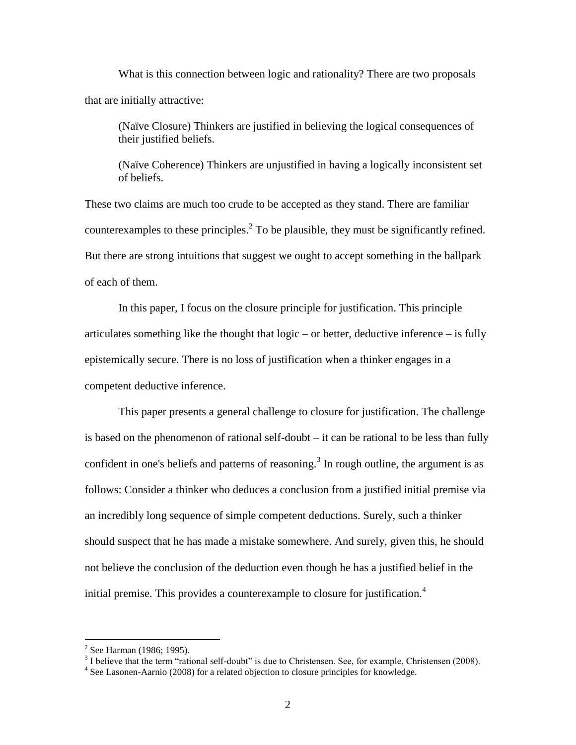What is this connection between logic and rationality? There are two proposals that are initially attractive:

> (Naïve Closure) Thinkers are justified in believing the logical consequences of their justified beliefs.
>
> (Naïve Coherence) Thinkers are unjustified in having a logically inconsistent set of beliefs.

These two claims are much too crude to be accepted as they stand. There are familiar counterexamples to these principles.[2] To be plausible, they must be significantly refined. But there are strong intuitions that suggest we ought to accept something in the ballpark of each of them.

In this paper, I focus on the closure principle for justification. This principle articulates something like the thought that logic – or better, deductive inference – is fully epistemically secure. There is no loss of justification when a thinker engages in a competent deductive inference.

This paper presents a general challenge to closure for justification. The challenge is based on the phenomenon of rational self-doubt – it can be rational to be less than fully confident in one's beliefs and patterns of reasoning.[3] In rough outline, the argument is as follows: Consider a thinker who deduces a conclusion from a justified initial premise via an incredibly long sequence of simple competent deductions. Surely, such a thinker should suspect that he has made a mistake somewhere. And surely, given this, he should not believe the conclusion of the deduction even though he has a justified belief in the initial premise. This provides a counterexample to closure for justification.[4]

---

[2] See Harman (1986; 1995).

[3] I believe that the term "rational self-doubt" is due to Christensen. See, for example, Christensen (2008).

[4] See Lasonen-Aarnio (2008) for a related objection to closure principles for knowledge.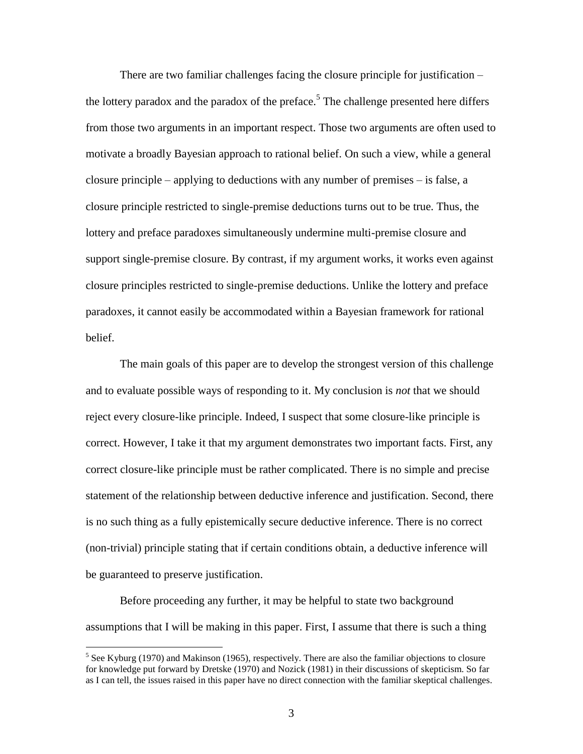There are two familiar challenges facing the closure principle for justification – the lottery paradox and the paradox of the preface.[5] The challenge presented here differs from those two arguments in an important respect. Those two arguments are often used to motivate a broadly Bayesian approach to rational belief. On such a view, while a general closure principle – applying to deductions with any number of premises – is false, a closure principle restricted to single-premise deductions turns out to be true. Thus, the lottery and preface paradoxes simultaneously undermine multi-premise closure and support single-premise closure. By contrast, if my argument works, it works even against closure principles restricted to single-premise deductions. Unlike the lottery and preface paradoxes, it cannot easily be accommodated within a Bayesian framework for rational belief.

The main goals of this paper are to develop the strongest version of this challenge and to evaluate possible ways of responding to it. My conclusion is *not* that we should reject every closure-like principle. Indeed, I suspect that some closure-like principle is correct. However, I take it that my argument demonstrates two important facts. First, any correct closure-like principle must be rather complicated. There is no simple and precise statement of the relationship between deductive inference and justification. Second, there is no such thing as a fully epistemically secure deductive inference. There is no correct (non-trivial) principle stating that if certain conditions obtain, a deductive inference will be guaranteed to preserve justification.

Before proceeding any further, it may be helpful to state two background assumptions that I will be making in this paper. First, I assume that there is such a thing

---

[5] See Kyburg (1970) and Makinson (1965), respectively. There are also the familiar objections to closure for knowledge put forward by Dretske (1970) and Nozick (1981) in their discussions of skepticism. So far as I can tell, the issues raised in this paper have no direct connection with the familiar skeptical challenges.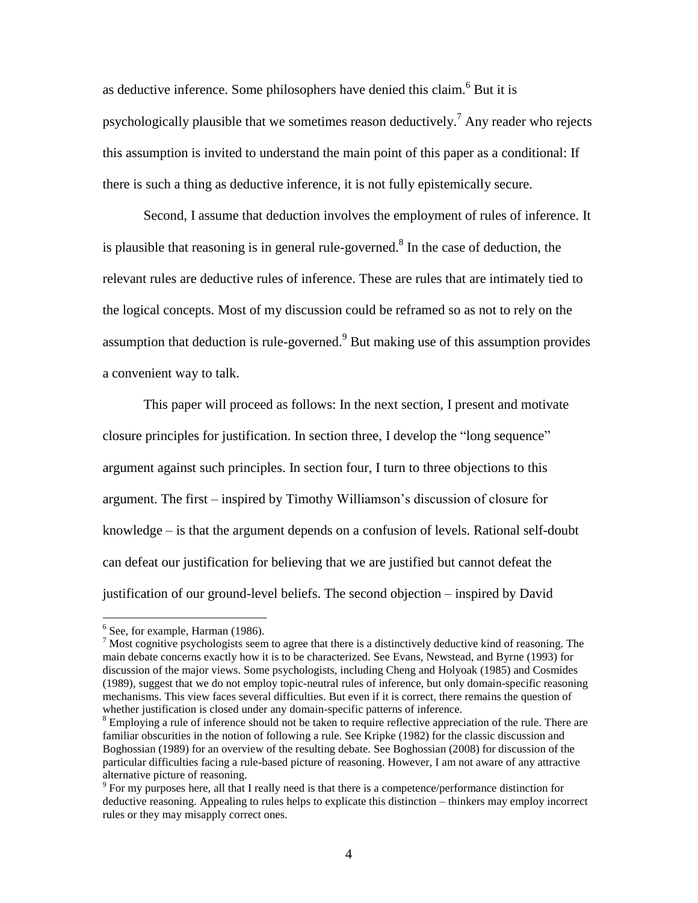as deductive inference. Some philosophers have denied this claim.[6] But it is psychologically plausible that we sometimes reason deductively.[7] Any reader who rejects this assumption is invited to understand the main point of this paper as a conditional: If there is such a thing as deductive inference, it is not fully epistemically secure.

Second, I assume that deduction involves the employment of rules of inference. It is plausible that reasoning is in general rule-governed.[8] In the case of deduction, the relevant rules are deductive rules of inference. These are rules that are intimately tied to the logical concepts. Most of my discussion could be reframed so as not to rely on the assumption that deduction is rule-governed.[9] But making use of this assumption provides a convenient way to talk.

This paper will proceed as follows: In the next section, I present and motivate closure principles for justification. In section three, I develop the "long sequence" argument against such principles. In section four, I turn to three objections to this argument. The first – inspired by Timothy Williamson's discussion of closure for knowledge – is that the argument depends on a confusion of levels. Rational self-doubt can defeat our justification for believing that we are justified but cannot defeat the justification of our ground-level beliefs. The second objection – inspired by David

---

[6] See, for example, Harman (1986).

[7] Most cognitive psychologists seem to agree that there is a distinctively deductive kind of reasoning. The main debate concerns exactly how it is to be characterized. See Evans, Newstead, and Byrne (1993) for discussion of the major views. Some psychologists, including Cheng and Holyoak (1985) and Cosmides (1989), suggest that we do not employ topic-neutral rules of inference, but only domain-specific reasoning mechanisms. This view faces several difficulties. But even if it is correct, there remains the question of whether justification is closed under any domain-specific patterns of inference.

[8] Employing a rule of inference should not be taken to require reflective appreciation of the rule. There are familiar obscurities in the notion of following a rule. See Kripke (1982) for the classic discussion and Boghossian (1989) for an overview of the resulting debate. See Boghossian (2008) for discussion of the particular difficulties facing a rule-based picture of reasoning. However, I am not aware of any attractive alternative picture of reasoning.

[9] For my purposes here, all that I really need is that there is a competence/performance distinction for deductive reasoning. Appealing to rules helps to explicate this distinction – thinkers may employ incorrect rules or they may misapply correct ones.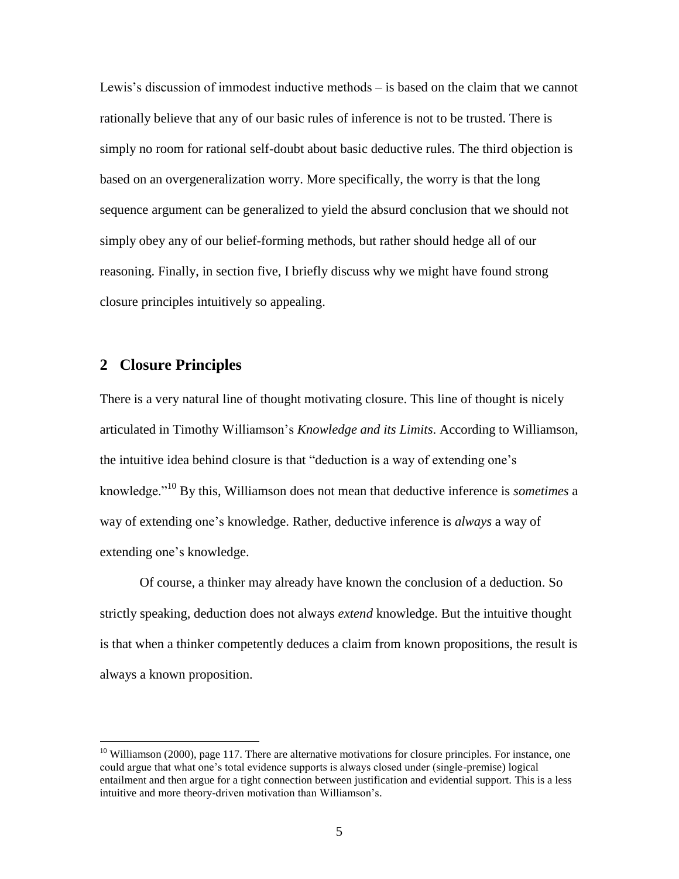Lewis's discussion of immodest inductive methods – is based on the claim that we cannot rationally believe that any of our basic rules of inference is not to be trusted. There is simply no room for rational self-doubt about basic deductive rules. The third objection is based on an overgeneralization worry. More specifically, the worry is that the long sequence argument can be generalized to yield the absurd conclusion that we should not simply obey any of our belief-forming methods, but rather should hedge all of our reasoning. Finally, in section five, I briefly discuss why we might have found strong closure principles intuitively so appealing.

## 2 Closure Principles

There is a very natural line of thought motivating closure. This line of thought is nicely articulated in Timothy Williamson's *Knowledge and its Limits*. According to Williamson, the intuitive idea behind closure is that "deduction is a way of extending one's knowledge."[10] By this, Williamson does not mean that deductive inference is *sometimes* a way of extending one's knowledge. Rather, deductive inference is *always* a way of extending one's knowledge.

Of course, a thinker may already have known the conclusion of a deduction. So strictly speaking, deduction does not always *extend* knowledge. But the intuitive thought is that when a thinker competently deduces a claim from known propositions, the result is always a known proposition.

[10] Williamson (2000), page 117. There are alternative motivations for closure principles. For instance, one could argue that what one's total evidence supports is always closed under (single-premise) logical entailment and then argue for a tight connection between justification and evidential support. This is a less intuitive and more theory-driven motivation than Williamson's.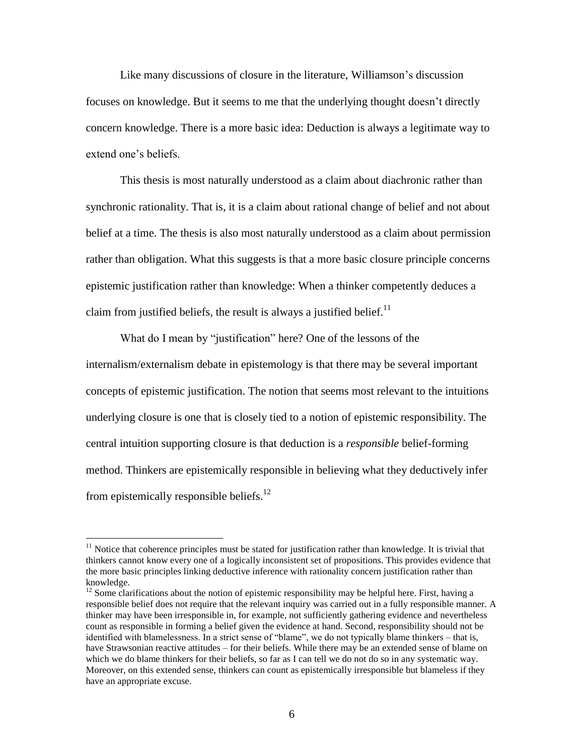Like many discussions of closure in the literature, Williamson's discussion focuses on knowledge. But it seems to me that the underlying thought doesn't directly concern knowledge. There is a more basic idea: Deduction is always a legitimate way to extend one's beliefs.

This thesis is most naturally understood as a claim about diachronic rather than synchronic rationality. That is, it is a claim about rational change of belief and not about belief at a time. The thesis is also most naturally understood as a claim about permission rather than obligation. What this suggests is that a more basic closure principle concerns epistemic justification rather than knowledge: When a thinker competently deduces a claim from justified beliefs, the result is always a justified belief.[11]

What do I mean by "justification" here? One of the lessons of the internalism/externalism debate in epistemology is that there may be several important concepts of epistemic justification. The notion that seems most relevant to the intuitions underlying closure is one that is closely tied to a notion of epistemic responsibility. The central intuition supporting closure is that deduction is a *responsible* belief-forming method. Thinkers are epistemically responsible in believing what they deductively infer from epistemically responsible beliefs.[12]

---

[11] Notice that coherence principles must be stated for justification rather than knowledge. It is trivial that thinkers cannot know every one of a logically inconsistent set of propositions. This provides evidence that the more basic principles linking deductive inference with rationality concern justification rather than knowledge.

[12] Some clarifications about the notion of epistemic responsibility may be helpful here. First, having a responsible belief does not require that the relevant inquiry was carried out in a fully responsible manner. A thinker may have been irresponsible in, for example, not sufficiently gathering evidence and nevertheless count as responsible in forming a belief given the evidence at hand. Second, responsibility should not be identified with blamelessness. In a strict sense of "blame", we do not typically blame thinkers – that is, have Strawsonian reactive attitudes – for their beliefs. While there may be an extended sense of blame on which we do blame thinkers for their beliefs, so far as I can tell we do not do so in any systematic way. Moreover, on this extended sense, thinkers can count as epistemically irresponsible but blameless if they have an appropriate excuse.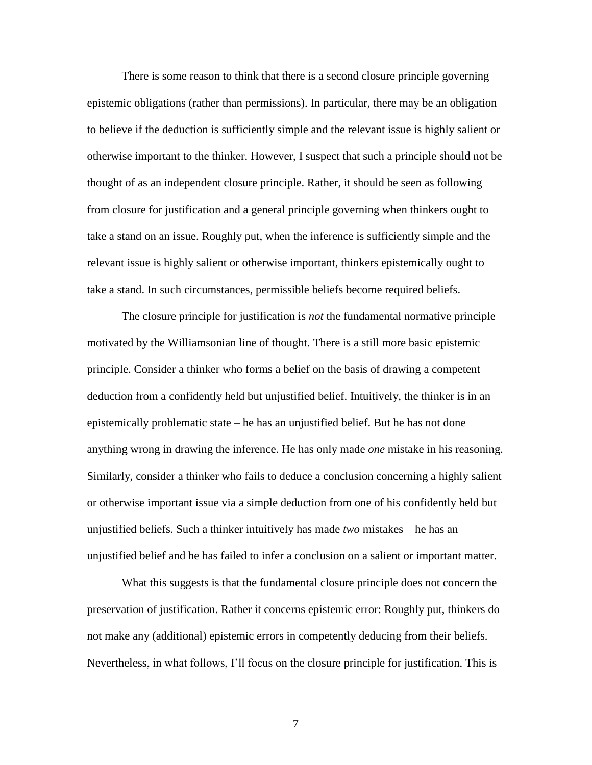There is some reason to think that there is a second closure principle governing epistemic obligations (rather than permissions). In particular, there may be an obligation to believe if the deduction is sufficiently simple and the relevant issue is highly salient or otherwise important to the thinker. However, I suspect that such a principle should not be thought of as an independent closure principle. Rather, it should be seen as following from closure for justification and a general principle governing when thinkers ought to take a stand on an issue. Roughly put, when the inference is sufficiently simple and the relevant issue is highly salient or otherwise important, thinkers epistemically ought to take a stand. In such circumstances, permissible beliefs become required beliefs.

The closure principle for justification is *not* the fundamental normative principle motivated by the Williamsonian line of thought. There is a still more basic epistemic principle. Consider a thinker who forms a belief on the basis of drawing a competent deduction from a confidently held but unjustified belief. Intuitively, the thinker is in an epistemically problematic state – he has an unjustified belief. But he has not done anything wrong in drawing the inference. He has only made *one* mistake in his reasoning. Similarly, consider a thinker who fails to deduce a conclusion concerning a highly salient or otherwise important issue via a simple deduction from one of his confidently held but unjustified beliefs. Such a thinker intuitively has made *two* mistakes – he has an unjustified belief and he has failed to infer a conclusion on a salient or important matter.

What this suggests is that the fundamental closure principle does not concern the preservation of justification. Rather it concerns epistemic error: Roughly put, thinkers do not make any (additional) epistemic errors in competently deducing from their beliefs. Nevertheless, in what follows, I'll focus on the closure principle for justification. This is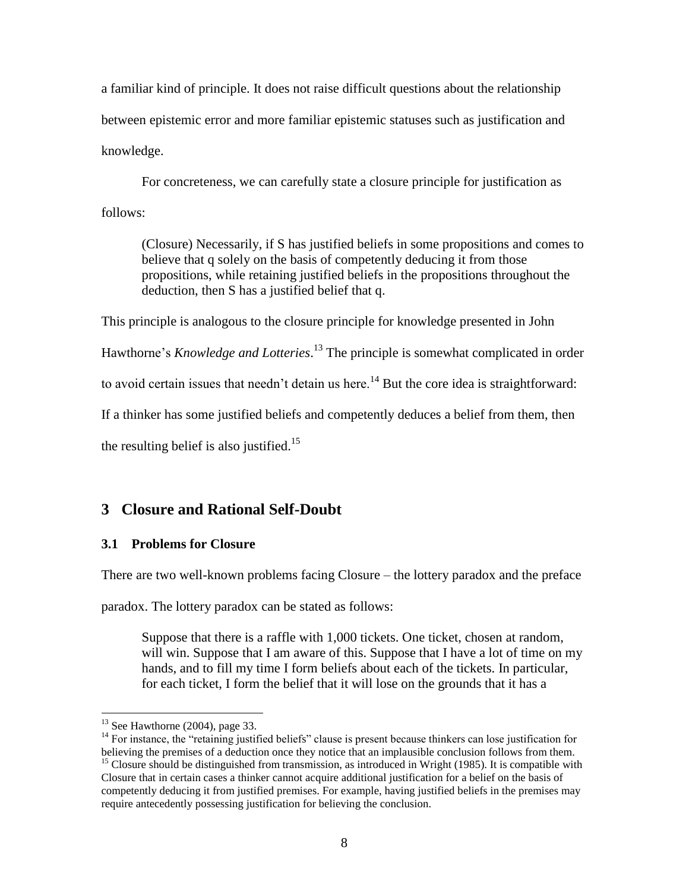a familiar kind of principle. It does not raise difficult questions about the relationship between epistemic error and more familiar epistemic statuses such as justification and knowledge.

For concreteness, we can carefully state a closure principle for justification as follows:

> (Closure) Necessarily, if S has justified beliefs in some propositions and comes to believe that q solely on the basis of competently deducing it from those propositions, while retaining justified beliefs in the propositions throughout the deduction, then S has a justified belief that q.

This principle is analogous to the closure principle for knowledge presented in John Hawthorne's *Knowledge and Lotteries*.[13] The principle is somewhat complicated in order to avoid certain issues that needn't detain us here.[14] But the core idea is straightforward: If a thinker has some justified beliefs and competently deduces a belief from them, then the resulting belief is also justified.[15]

## 3 Closure and Rational Self-Doubt

### 3.1 Problems for Closure

There are two well-known problems facing Closure – the lottery paradox and the preface paradox. The lottery paradox can be stated as follows:

> Suppose that there is a raffle with 1,000 tickets. One ticket, chosen at random, will win. Suppose that I am aware of this. Suppose that I have a lot of time on my hands, and to fill my time I form beliefs about each of the tickets. In particular, for each ticket, I form the belief that it will lose on the grounds that it has a

---

[13] See Hawthorne (2004), page 33.

[14] For instance, the "retaining justified beliefs" clause is present because thinkers can lose justification for believing the premises of a deduction once they notice that an implausible conclusion follows from them.

[15] Closure should be distinguished from transmission, as introduced in Wright (1985). It is compatible with Closure that in certain cases a thinker cannot acquire additional justification for a belief on the basis of competently deducing it from justified premises. For example, having justified beliefs in the premises may require antecedently possessing justification for believing the conclusion.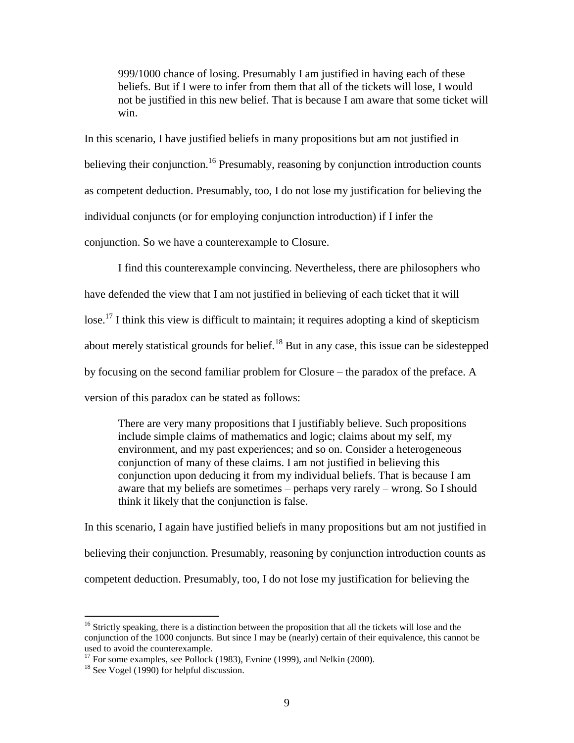> 999/1000 chance of losing. Presumably I am justified in having each of these beliefs. But if I were to infer from them that all of the tickets will lose, I would not be justified in this new belief. That is because I am aware that some ticket will win.

In this scenario, I have justified beliefs in many propositions but am not justified in believing their conjunction.[16] Presumably, reasoning by conjunction introduction counts as competent deduction. Presumably, too, I do not lose my justification for believing the individual conjuncts (or for employing conjunction introduction) if I infer the conjunction. So we have a counterexample to Closure.

I find this counterexample convincing. Nevertheless, there are philosophers who have defended the view that I am not justified in believing of each ticket that it will lose.[17] I think this view is difficult to maintain; it requires adopting a kind of skepticism about merely statistical grounds for belief.[18] But in any case, this issue can be sidestepped by focusing on the second familiar problem for Closure – the paradox of the preface. A version of this paradox can be stated as follows:

> There are very many propositions that I justifiably believe. Such propositions include simple claims of mathematics and logic; claims about my self, my environment, and my past experiences; and so on. Consider a heterogeneous conjunction of many of these claims. I am not justified in believing this conjunction upon deducing it from my individual beliefs. That is because I am aware that my beliefs are sometimes – perhaps very rarely – wrong. So I should think it likely that the conjunction is false.

In this scenario, I again have justified beliefs in many propositions but am not justified in believing their conjunction. Presumably, reasoning by conjunction introduction counts as competent deduction. Presumably, too, I do not lose my justification for believing the

[16] Strictly speaking, there is a distinction between the proposition that all the tickets will lose and the conjunction of the 1000 conjuncts. But since I may be (nearly) certain of their equivalence, this cannot be used to avoid the counterexample.

[17] For some examples, see Pollock (1983), Evnine (1999), and Nelkin (2000).

[18] See Vogel (1990) for helpful discussion.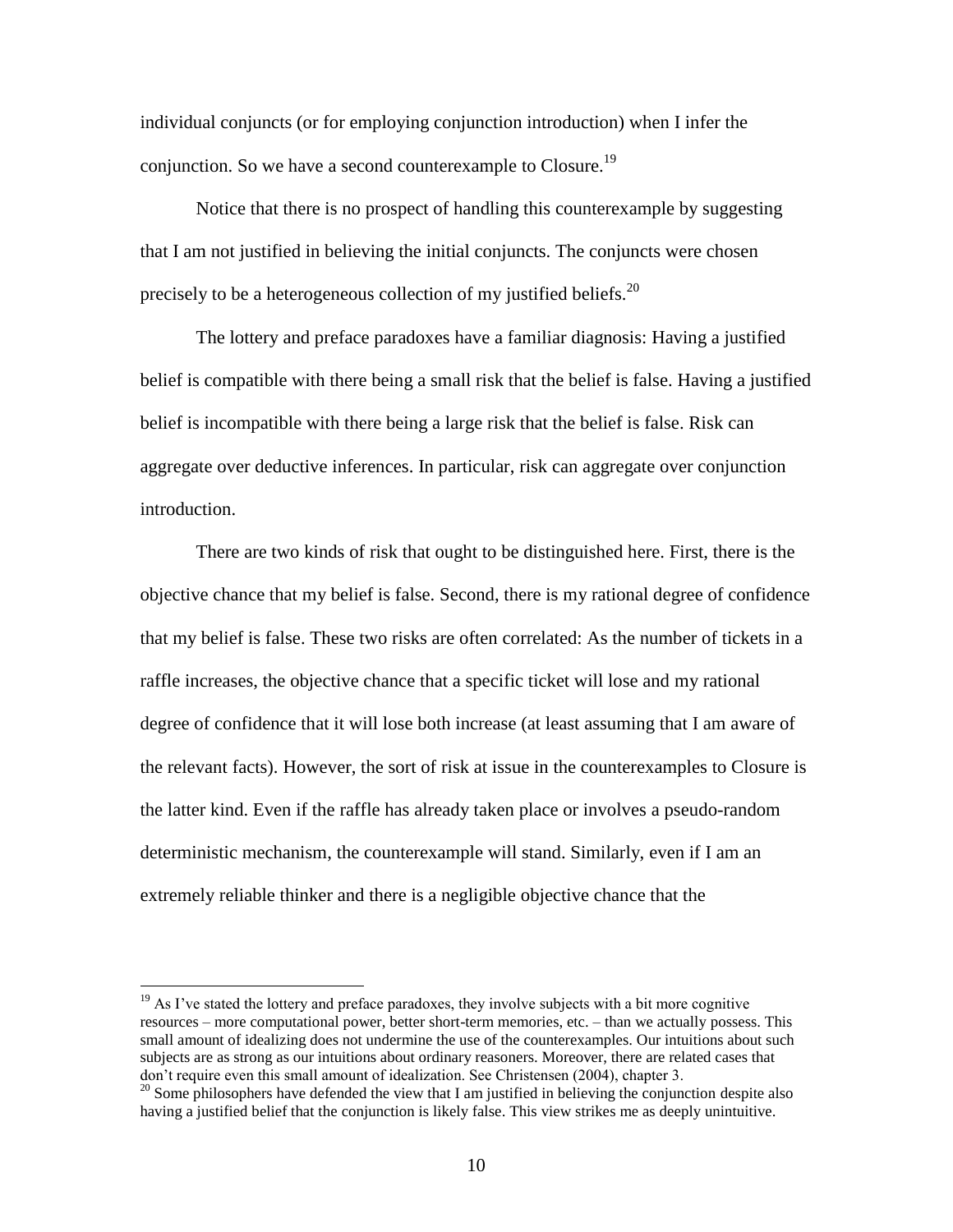individual conjuncts (or for employing conjunction introduction) when I infer the conjunction. So we have a second counterexample to Closure.[19]

Notice that there is no prospect of handling this counterexample by suggesting that I am not justified in believing the initial conjuncts. The conjuncts were chosen precisely to be a heterogeneous collection of my justified beliefs.[20]

The lottery and preface paradoxes have a familiar diagnosis: Having a justified belief is compatible with there being a small risk that the belief is false. Having a justified belief is incompatible with there being a large risk that the belief is false. Risk can aggregate over deductive inferences. In particular, risk can aggregate over conjunction introduction.

There are two kinds of risk that ought to be distinguished here. First, there is the objective chance that my belief is false. Second, there is my rational degree of confidence that my belief is false. These two risks are often correlated: As the number of tickets in a raffle increases, the objective chance that a specific ticket will lose and my rational degree of confidence that it will lose both increase (at least assuming that I am aware of the relevant facts). However, the sort of risk at issue in the counterexamples to Closure is the latter kind. Even if the raffle has already taken place or involves a pseudo-random deterministic mechanism, the counterexample will stand. Similarly, even if I am an extremely reliable thinker and there is a negligible objective chance that the

---

[19] As I've stated the lottery and preface paradoxes, they involve subjects with a bit more cognitive resources – more computational power, better short-term memories, etc. – than we actually possess. This small amount of idealizing does not undermine the use of the counterexamples. Our intuitions about such subjects are as strong as our intuitions about ordinary reasoners. Moreover, there are related cases that don't require even this small amount of idealization. See Christensen (2004), chapter 3.

[20] Some philosophers have defended the view that I am justified in believing the conjunction despite also having a justified belief that the conjunction is likely false. This view strikes me as deeply unintuitive.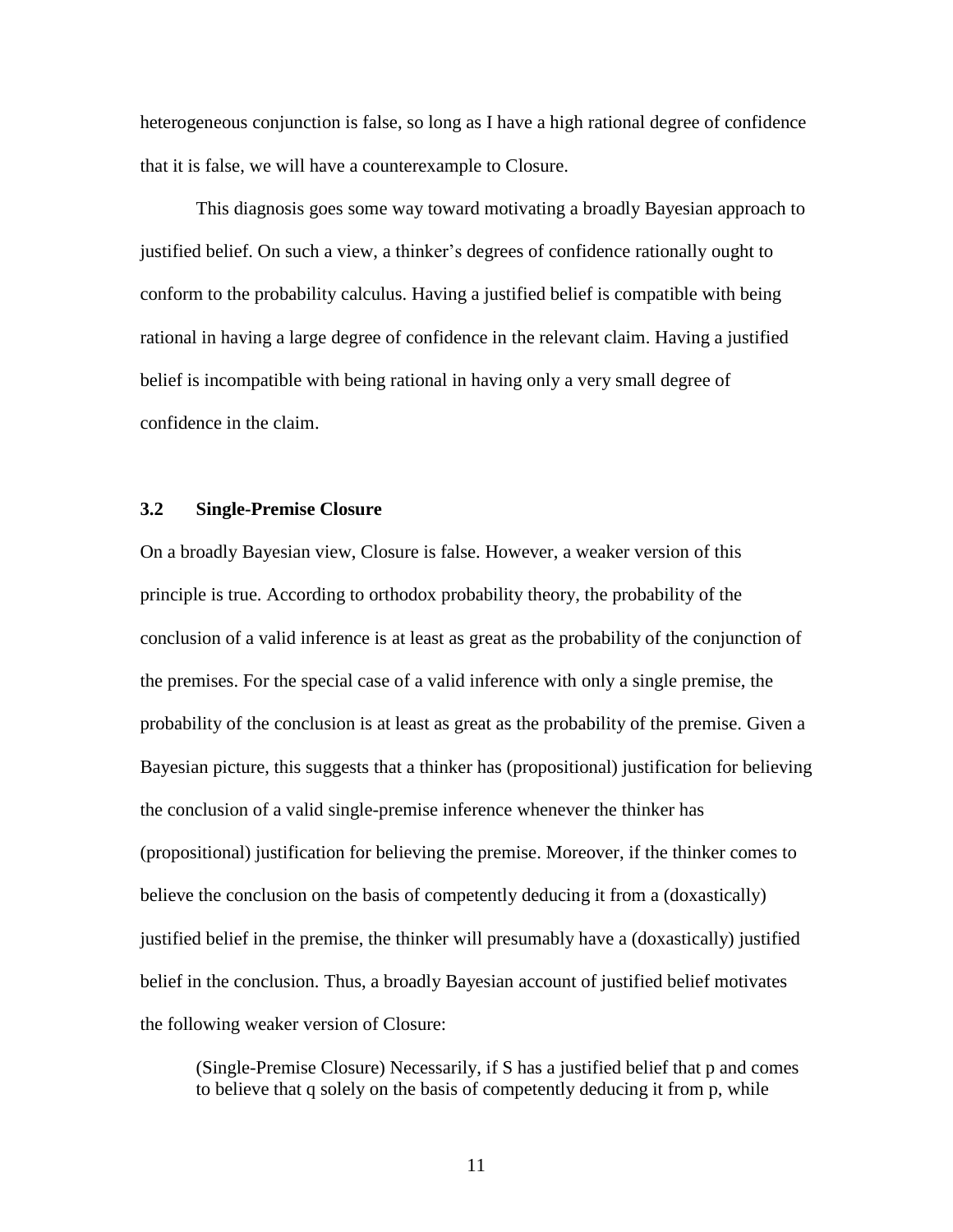heterogeneous conjunction is false, so long as I have a high rational degree of confidence that it is false, we will have a counterexample to Closure.

This diagnosis goes some way toward motivating a broadly Bayesian approach to justified belief. On such a view, a thinker's degrees of confidence rationally ought to conform to the probability calculus. Having a justified belief is compatible with being rational in having a large degree of confidence in the relevant claim. Having a justified belief is incompatible with being rational in having only a very small degree of confidence in the claim.

### 3.2 Single-Premise Closure

On a broadly Bayesian view, Closure is false. However, a weaker version of this principle is true. According to orthodox probability theory, the probability of the conclusion of a valid inference is at least as great as the probability of the conjunction of the premises. For the special case of a valid inference with only a single premise, the probability of the conclusion is at least as great as the probability of the premise. Given a Bayesian picture, this suggests that a thinker has (propositional) justification for believing the conclusion of a valid single-premise inference whenever the thinker has (propositional) justification for believing the premise. Moreover, if the thinker comes to believe the conclusion on the basis of competently deducing it from a (doxastically) justified belief in the premise, the thinker will presumably have a (doxastically) justified belief in the conclusion. Thus, a broadly Bayesian account of justified belief motivates the following weaker version of Closure:

> (Single-Premise Closure) Necessarily, if S has a justified belief that p and comes to believe that q solely on the basis of competently deducing it from p, while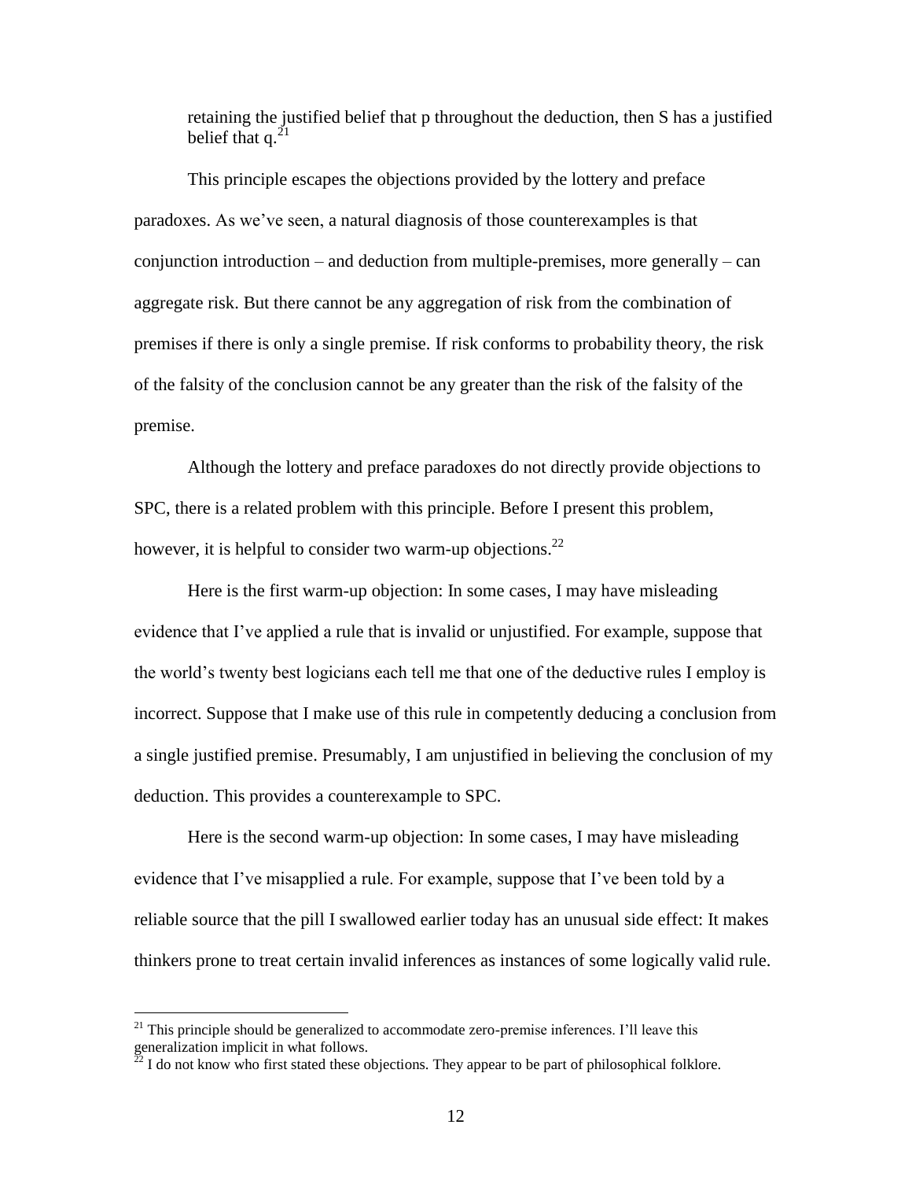retaining the justified belief that p throughout the deduction, then S has a justified belief that q.[21]

This principle escapes the objections provided by the lottery and preface paradoxes. As we've seen, a natural diagnosis of those counterexamples is that conjunction introduction – and deduction from multiple-premises, more generally – can aggregate risk. But there cannot be any aggregation of risk from the combination of premises if there is only a single premise. If risk conforms to probability theory, the risk of the falsity of the conclusion cannot be any greater than the risk of the falsity of the premise.

Although the lottery and preface paradoxes do not directly provide objections to SPC, there is a related problem with this principle. Before I present this problem, however, it is helpful to consider two warm-up objections.[22]

Here is the first warm-up objection: In some cases, I may have misleading evidence that I've applied a rule that is invalid or unjustified. For example, suppose that the world's twenty best logicians each tell me that one of the deductive rules I employ is incorrect. Suppose that I make use of this rule in competently deducing a conclusion from a single justified premise. Presumably, I am unjustified in believing the conclusion of my deduction. This provides a counterexample to SPC.

Here is the second warm-up objection: In some cases, I may have misleading evidence that I've misapplied a rule. For example, suppose that I've been told by a reliable source that the pill I swallowed earlier today has an unusual side effect: It makes thinkers prone to treat certain invalid inferences as instances of some logically valid rule.

[21] This principle should be generalized to accommodate zero-premise inferences. I'll leave this generalization implicit in what follows.

[22] I do not know who first stated these objections. They appear to be part of philosophical folklore.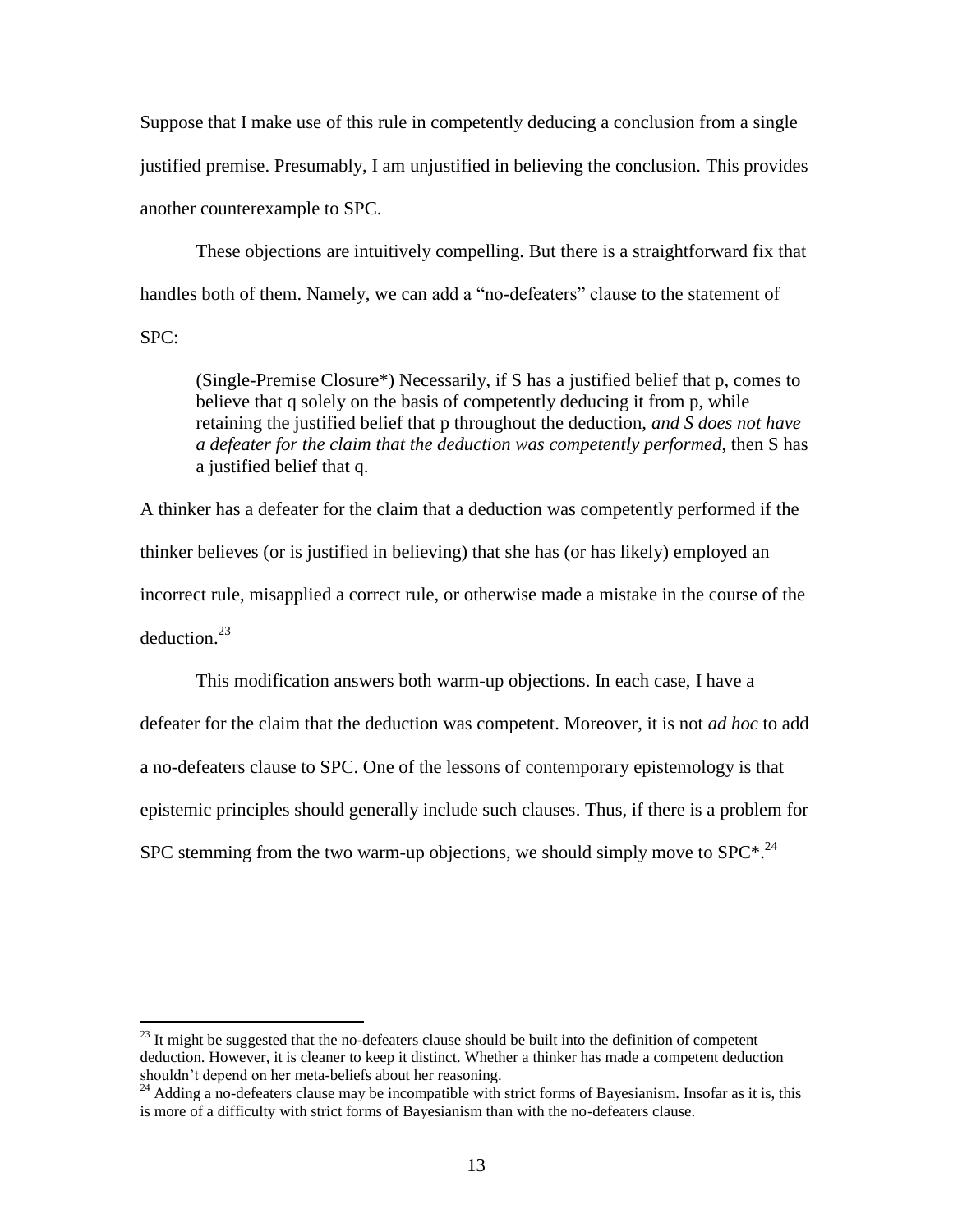Suppose that I make use of this rule in competently deducing a conclusion from a single justified premise. Presumably, I am unjustified in believing the conclusion. This provides another counterexample to SPC.

These objections are intuitively compelling. But there is a straightforward fix that handles both of them. Namely, we can add a "no-defeaters" clause to the statement of SPC:

> (Single-Premise Closure*) Necessarily, if S has a justified belief that p, comes to believe that q solely on the basis of competently deducing it from p, while retaining the justified belief that p throughout the deduction, *and S does not have a defeater for the claim that the deduction was competently performed*, then S has a justified belief that q.

A thinker has a defeater for the claim that a deduction was competently performed if the thinker believes (or is justified in believing) that she has (or has likely) employed an incorrect rule, misapplied a correct rule, or otherwise made a mistake in the course of the deduction.[23]

This modification answers both warm-up objections. In each case, I have a defeater for the claim that the deduction was competent. Moreover, it is not *ad hoc* to add a no-defeaters clause to SPC. One of the lessons of contemporary epistemology is that epistemic principles should generally include such clauses. Thus, if there is a problem for SPC stemming from the two warm-up objections, we should simply move to SPC*.[24]

---

[23] It might be suggested that the no-defeaters clause should be built into the definition of competent deduction. However, it is cleaner to keep it distinct. Whether a thinker has made a competent deduction shouldn't depend on her meta-beliefs about her reasoning.

[24] Adding a no-defeaters clause may be incompatible with strict forms of Bayesianism. Insofar as it is, this is more of a difficulty with strict forms of Bayesianism than with the no-defeaters clause.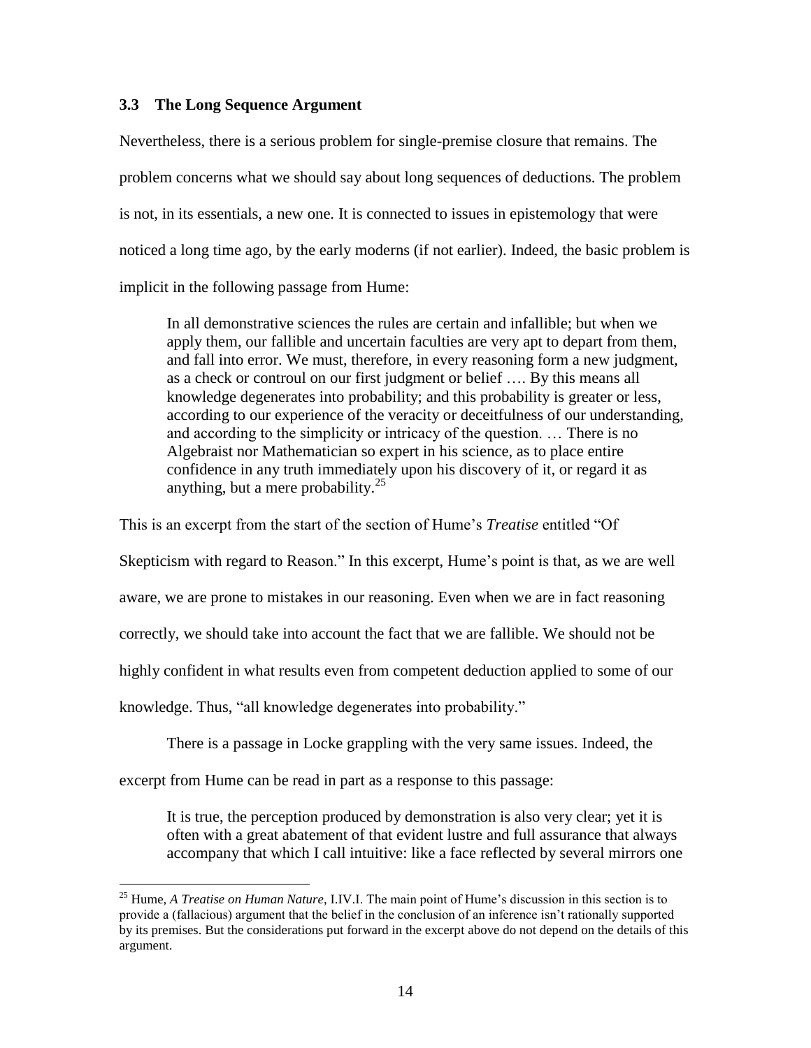### 3.3 The Long Sequence Argument

Nevertheless, there is a serious problem for single-premise closure that remains. The problem concerns what we should say about long sequences of deductions. The problem is not, in its essentials, a new one. It is connected to issues in epistemology that were noticed a long time ago, by the early moderns (if not earlier). Indeed, the basic problem is implicit in the following passage from Hume:

> In all demonstrative sciences the rules are certain and infallible; but when we apply them, our fallible and uncertain faculties are very apt to depart from them, and fall into error. We must, therefore, in every reasoning form a new judgment, as a check or controul on our first judgment or belief …. By this means all knowledge degenerates into probability; and this probability is greater or less, according to our experience of the veracity or deceitfulness of our understanding, and according to the simplicity or intricacy of the question. … There is no Algebraist nor Mathematician so expert in his science, as to place entire confidence in any truth immediately upon his discovery of it, or regard it as anything, but a mere probability.[25]

This is an excerpt from the start of the section of Hume's *Treatise* entitled "Of Skepticism with regard to Reason." In this excerpt, Hume's point is that, as we are well aware, we are prone to mistakes in our reasoning. Even when we are in fact reasoning correctly, we should take into account the fact that we are fallible. We should not be highly confident in what results even from competent deduction applied to some of our knowledge. Thus, "all knowledge degenerates into probability."

There is a passage in Locke grappling with the very same issues. Indeed, the excerpt from Hume can be read in part as a response to this passage:

> It is true, the perception produced by demonstration is also very clear; yet it is often with a great abatement of that evident lustre and full assurance that always accompany that which I call intuitive: like a face reflected by several mirrors one

[25] Hume, *A Treatise on Human Nature*, I.IV.I. The main point of Hume's discussion in this section is to provide a (fallacious) argument that the belief in the conclusion of an inference isn't rationally supported by its premises. But the considerations put forward in the excerpt above do not depend on the details of this argument.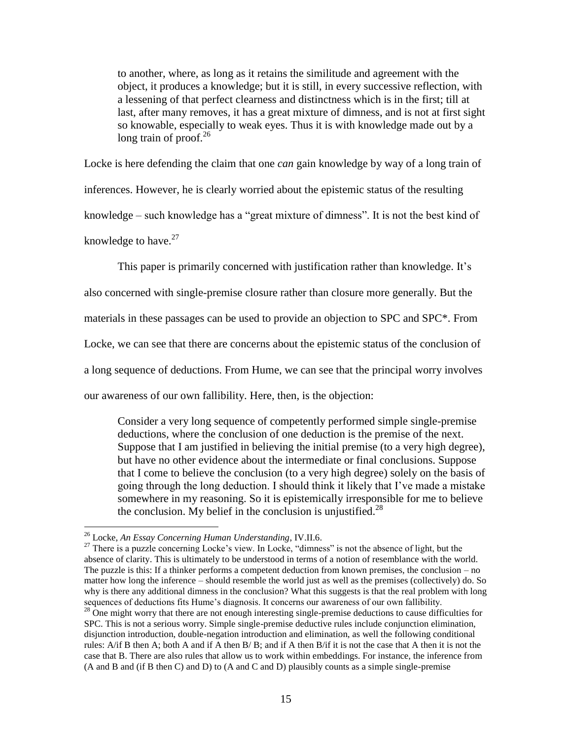> to another, where, as long as it retains the similitude and agreement with the object, it produces a knowledge; but it is still, in every successive reflection, with a lessening of that perfect clearness and distinctness which is in the first; till at last, after many removes, it has a great mixture of dimness, and is not at first sight so knowable, especially to weak eyes. Thus it is with knowledge made out by a long train of proof.[26]

Locke is here defending the claim that one *can* gain knowledge by way of a long train of inferences. However, he is clearly worried about the epistemic status of the resulting knowledge – such knowledge has a "great mixture of dimness". It is not the best kind of knowledge to have.[27]

This paper is primarily concerned with justification rather than knowledge. It's also concerned with single-premise closure rather than closure more generally. But the materials in these passages can be used to provide an objection to SPC and SPC*. From Locke, we can see that there are concerns about the epistemic status of the conclusion of a long sequence of deductions. From Hume, we can see that the principal worry involves our awareness of our own fallibility. Here, then, is the objection:

> Consider a very long sequence of competently performed simple single-premise deductions, where the conclusion of one deduction is the premise of the next. Suppose that I am justified in believing the initial premise (to a very high degree), but have no other evidence about the intermediate or final conclusions. Suppose that I come to believe the conclusion (to a very high degree) solely on the basis of going through the long deduction. I should think it likely that I've made a mistake somewhere in my reasoning. So it is epistemically irresponsible for me to believe the conclusion. My belief in the conclusion is unjustified.[28]

---

[26] Locke, *An Essay Concerning Human Understanding*, IV.II.6.

[27] There is a puzzle concerning Locke's view. In Locke, "dimness" is not the absence of light, but the absence of clarity. This is ultimately to be understood in terms of a notion of resemblance with the world. The puzzle is this: If a thinker performs a competent deduction from known premises, the conclusion – no matter how long the inference – should resemble the world just as well as the premises (collectively) do. So why is there any additional dimness in the conclusion? What this suggests is that the real problem with long sequences of deductions fits Hume's diagnosis. It concerns our awareness of our own fallibility.

[28] One might worry that there are not enough interesting single-premise deductions to cause difficulties for SPC. This is not a serious worry. Simple single-premise deductive rules include conjunction elimination, disjunction introduction, double-negation introduction and elimination, as well the following conditional rules: A/if B then A; both A and if A then B/ B; and if A then B/if it is not the case that A then it is not the case that B. There are also rules that allow us to work within embeddings. For instance, the inference from (A and B and (if B then C) and D) to (A and C and D) plausibly counts as a simple single-premise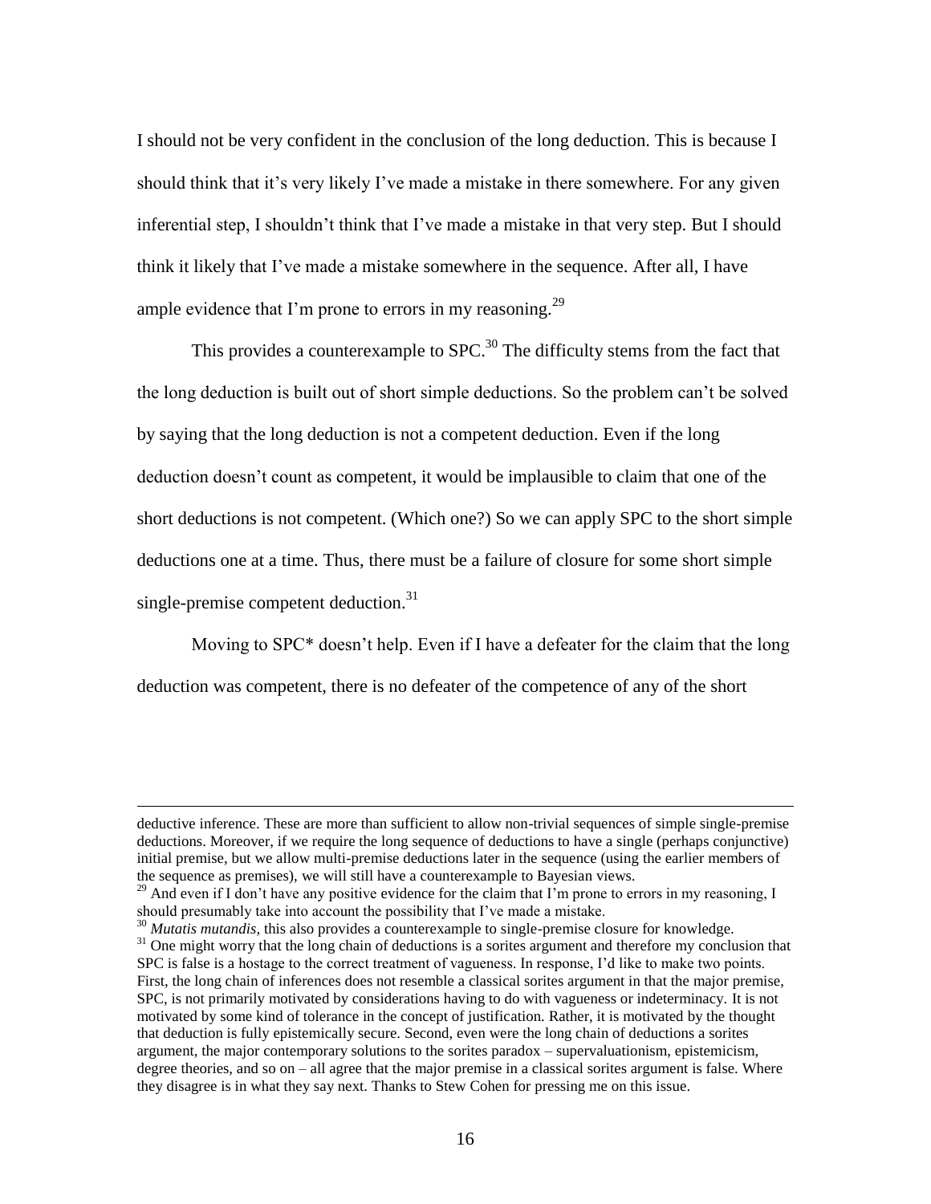I should not be very confident in the conclusion of the long deduction. This is because I should think that it's very likely I've made a mistake in there somewhere. For any given inferential step, I shouldn't think that I've made a mistake in that very step. But I should think it likely that I've made a mistake somewhere in the sequence. After all, I have ample evidence that I'm prone to errors in my reasoning.[29]

This provides a counterexample to SPC.[30] The difficulty stems from the fact that the long deduction is built out of short simple deductions. So the problem can't be solved by saying that the long deduction is not a competent deduction. Even if the long deduction doesn't count as competent, it would be implausible to claim that one of the short deductions is not competent. (Which one?) So we can apply SPC to the short simple deductions one at a time. Thus, there must be a failure of closure for some short simple single-premise competent deduction.[31]

Moving to SPC* doesn't help. Even if I have a defeater for the claim that the long deduction was competent, there is no defeater of the competence of any of the short

---

deductive inference. These are more than sufficient to allow non-trivial sequences of simple single-premise deductions. Moreover, if we require the long sequence of deductions to have a single (perhaps conjunctive) initial premise, but we allow multi-premise deductions later in the sequence (using the earlier members of the sequence as premises), we will still have a counterexample to Bayesian views.

[29] And even if I don't have any positive evidence for the claim that I'm prone to errors in my reasoning, I should presumably take into account the possibility that I've made a mistake.

[30] *Mutatis mutandis*, this also provides a counterexample to single-premise closure for knowledge.

[31] One might worry that the long chain of deductions is a sorites argument and therefore my conclusion that SPC is false is a hostage to the correct treatment of vagueness. In response, I'd like to make two points. First, the long chain of inferences does not resemble a classical sorites argument in that the major premise, SPC, is not primarily motivated by considerations having to do with vagueness or indeterminacy. It is not motivated by some kind of tolerance in the concept of justification. Rather, it is motivated by the thought that deduction is fully epistemically secure. Second, even were the long chain of deductions a sorites argument, the major contemporary solutions to the sorites paradox – supervaluationism, epistemicism, degree theories, and so on – all agree that the major premise in a classical sorites argument is false. Where they disagree is in what they say next. Thanks to Stew Cohen for pressing me on this issue.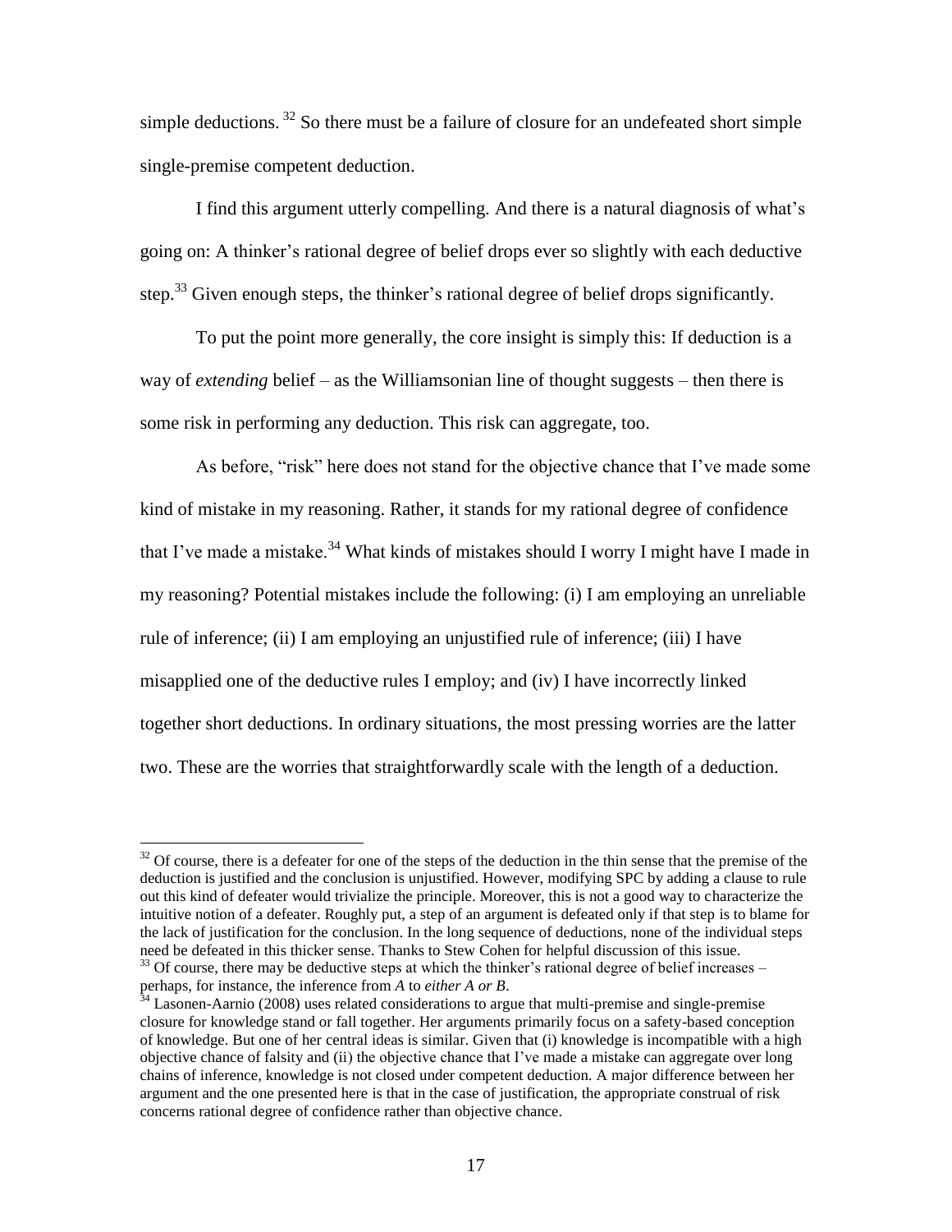simple deductions.[32] So there must be a failure of closure for an undefeated short simple single-premise competent deduction.

I find this argument utterly compelling. And there is a natural diagnosis of what's going on: A thinker's rational degree of belief drops ever so slightly with each deductive step.[33] Given enough steps, the thinker's rational degree of belief drops significantly.

To put the point more generally, the core insight is simply this: If deduction is a way of *extending* belief – as the Williamsonian line of thought suggests – then there is some risk in performing any deduction. This risk can aggregate, too.

As before, "risk" here does not stand for the objective chance that I've made some kind of mistake in my reasoning. Rather, it stands for my rational degree of confidence that I've made a mistake.[34] What kinds of mistakes should I worry I might have I made in my reasoning? Potential mistakes include the following: (i) I am employing an unreliable rule of inference; (ii) I am employing an unjustified rule of inference; (iii) I have misapplied one of the deductive rules I employ; and (iv) I have incorrectly linked together short deductions. In ordinary situations, the most pressing worries are the latter two. These are the worries that straightforwardly scale with the length of a deduction.

---

[32] Of course, there is a defeater for one of the steps of the deduction in the thin sense that the premise of the deduction is justified and the conclusion is unjustified. However, modifying SPC by adding a clause to rule out this kind of defeater would trivialize the principle. Moreover, this is not a good way to characterize the intuitive notion of a defeater. Roughly put, a step of an argument is defeated only if that step is to blame for the lack of justification for the conclusion. In the long sequence of deductions, none of the individual steps need be defeated in this thicker sense. Thanks to Stew Cohen for helpful discussion of this issue.

[33] Of course, there may be deductive steps at which the thinker's rational degree of belief increases – perhaps, for instance, the inference from *A* to *either A or B*.

[34] Lasonen-Aarnio (2008) uses related considerations to argue that multi-premise and single-premise closure for knowledge stand or fall together. Her arguments primarily focus on a safety-based conception of knowledge. But one of her central ideas is similar. Given that (i) knowledge is incompatible with a high objective chance of falsity and (ii) the objective chance that I've made a mistake can aggregate over long chains of inference, knowledge is not closed under competent deduction. A major difference between her argument and the one presented here is that in the case of justification, the appropriate construal of risk concerns rational degree of confidence rather than objective chance.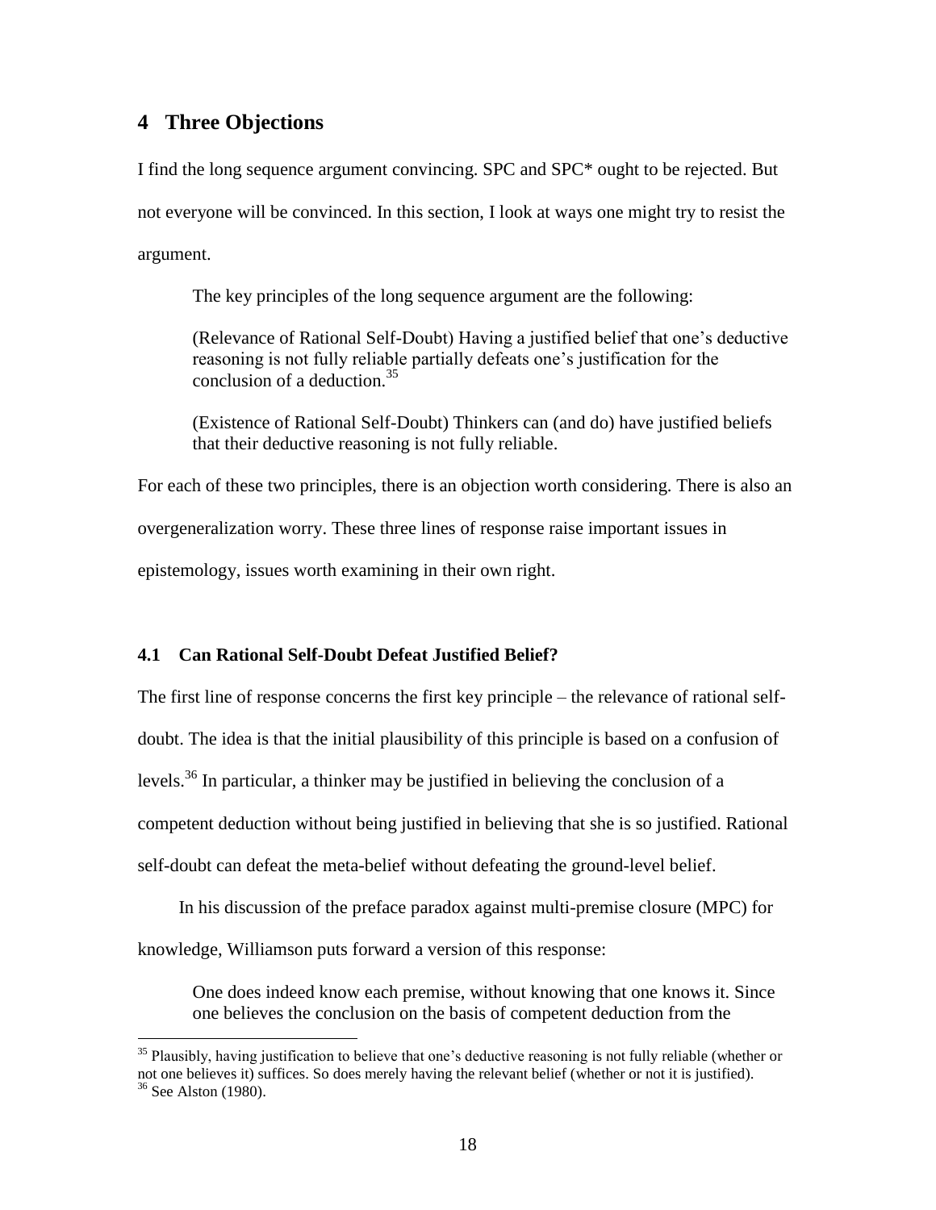## 4 Three Objections

I find the long sequence argument convincing. SPC and SPC* ought to be rejected. But not everyone will be convinced. In this section, I look at ways one might try to resist the argument.

> The key principles of the long sequence argument are the following:
>
> (Relevance of Rational Self-Doubt) Having a justified belief that one's deductive reasoning is not fully reliable partially defeats one's justification for the conclusion of a deduction.[35]
>
> (Existence of Rational Self-Doubt) Thinkers can (and do) have justified beliefs that their deductive reasoning is not fully reliable.

For each of these two principles, there is an objection worth considering. There is also an overgeneralization worry. These three lines of response raise important issues in epistemology, issues worth examining in their own right.

### 4.1 Can Rational Self-Doubt Defeat Justified Belief?

The first line of response concerns the first key principle – the relevance of rational self-doubt. The idea is that the initial plausibility of this principle is based on a confusion of levels.[36] In particular, a thinker may be justified in believing the conclusion of a competent deduction without being justified in believing that she is so justified. Rational self-doubt can defeat the meta-belief without defeating the ground-level belief.

In his discussion of the preface paradox against multi-premise closure (MPC) for knowledge, Williamson puts forward a version of this response:

> One does indeed know each premise, without knowing that one knows it. Since one believes the conclusion on the basis of competent deduction from the

---

[35] Plausibly, having justification to believe that one's deductive reasoning is not fully reliable (whether or not one believes it) suffices. So does merely having the relevant belief (whether or not it is justified).

[36] See Alston (1980).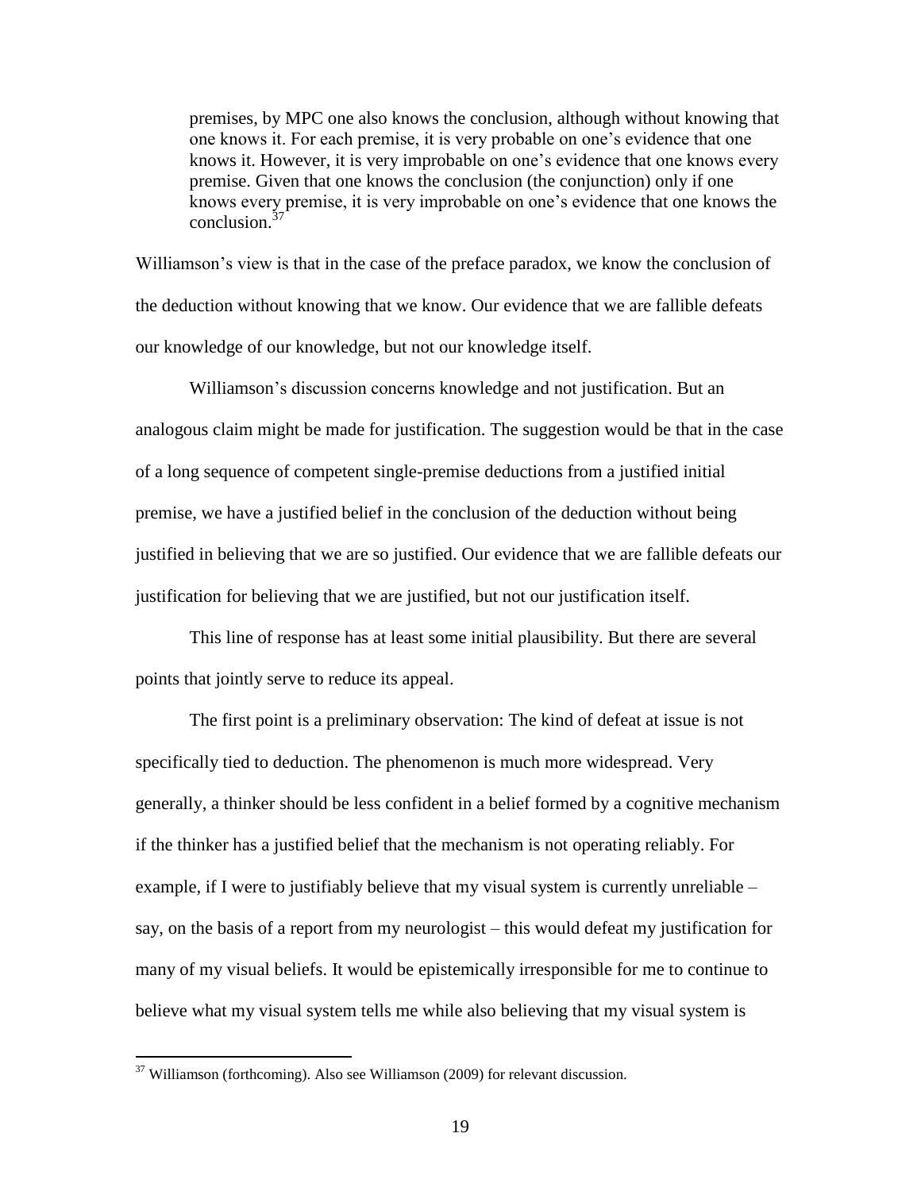> premises, by MPC one also knows the conclusion, although without knowing that one knows it. For each premise, it is very probable on one's evidence that one knows it. However, it is very improbable on one's evidence that one knows every premise. Given that one knows the conclusion (the conjunction) only if one knows every premise, it is very improbable on one's evidence that one knows the conclusion.[37]

Williamson's view is that in the case of the preface paradox, we know the conclusion of the deduction without knowing that we know. Our evidence that we are fallible defeats our knowledge of our knowledge, but not our knowledge itself.

Williamson's discussion concerns knowledge and not justification. But an analogous claim might be made for justification. The suggestion would be that in the case of a long sequence of competent single-premise deductions from a justified initial premise, we have a justified belief in the conclusion of the deduction without being justified in believing that we are so justified. Our evidence that we are fallible defeats our justification for believing that we are justified, but not our justification itself.

This line of response has at least some initial plausibility. But there are several points that jointly serve to reduce its appeal.

The first point is a preliminary observation: The kind of defeat at issue is not specifically tied to deduction. The phenomenon is much more widespread. Very generally, a thinker should be less confident in a belief formed by a cognitive mechanism if the thinker has a justified belief that the mechanism is not operating reliably. For example, if I were to justifiably believe that my visual system is currently unreliable – say, on the basis of a report from my neurologist – this would defeat my justification for many of my visual beliefs. It would be epistemically irresponsible for me to continue to believe what my visual system tells me while also believing that my visual system is

[37] Williamson (forthcoming). Also see Williamson (2009) for relevant discussion.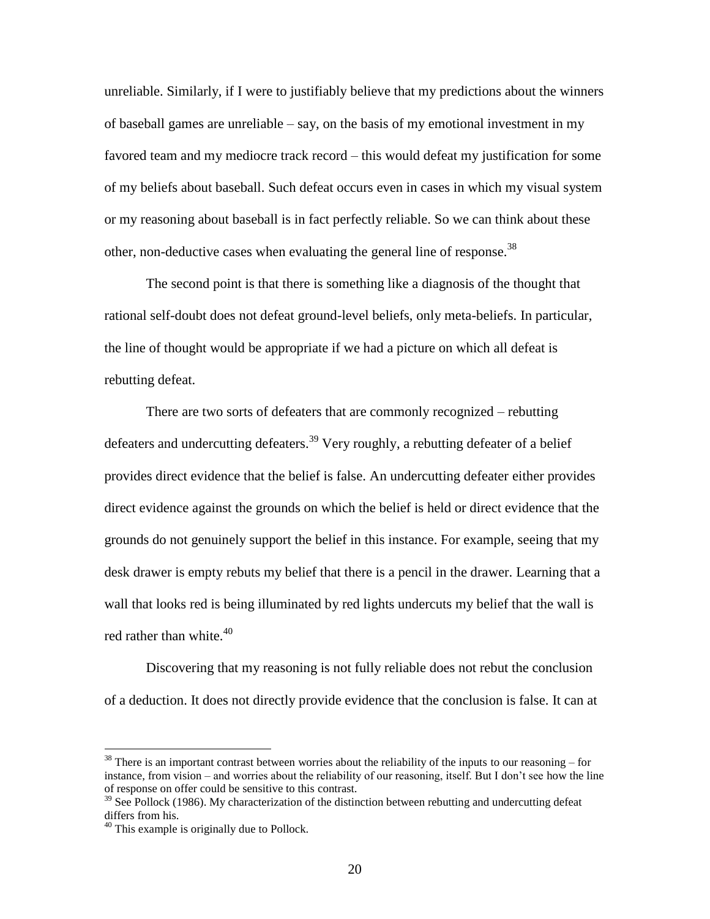unreliable. Similarly, if I were to justifiably believe that my predictions about the winners of baseball games are unreliable – say, on the basis of my emotional investment in my favored team and my mediocre track record – this would defeat my justification for some of my beliefs about baseball. Such defeat occurs even in cases in which my visual system or my reasoning about baseball is in fact perfectly reliable. So we can think about these other, non-deductive cases when evaluating the general line of response.[38]

The second point is that there is something like a diagnosis of the thought that rational self-doubt does not defeat ground-level beliefs, only meta-beliefs. In particular, the line of thought would be appropriate if we had a picture on which all defeat is rebutting defeat.

There are two sorts of defeaters that are commonly recognized – rebutting defeaters and undercutting defeaters.[39] Very roughly, a rebutting defeater of a belief provides direct evidence that the belief is false. An undercutting defeater either provides direct evidence against the grounds on which the belief is held or direct evidence that the grounds do not genuinely support the belief in this instance. For example, seeing that my desk drawer is empty rebuts my belief that there is a pencil in the drawer. Learning that a wall that looks red is being illuminated by red lights undercuts my belief that the wall is red rather than white.[40]

Discovering that my reasoning is not fully reliable does not rebut the conclusion of a deduction. It does not directly provide evidence that the conclusion is false. It can at

---

[38] There is an important contrast between worries about the reliability of the inputs to our reasoning – for instance, from vision – and worries about the reliability of our reasoning, itself. But I don't see how the line of response on offer could be sensitive to this contrast.

[39] See Pollock (1986). My characterization of the distinction between rebutting and undercutting defeat differs from his.

[40] This example is originally due to Pollock.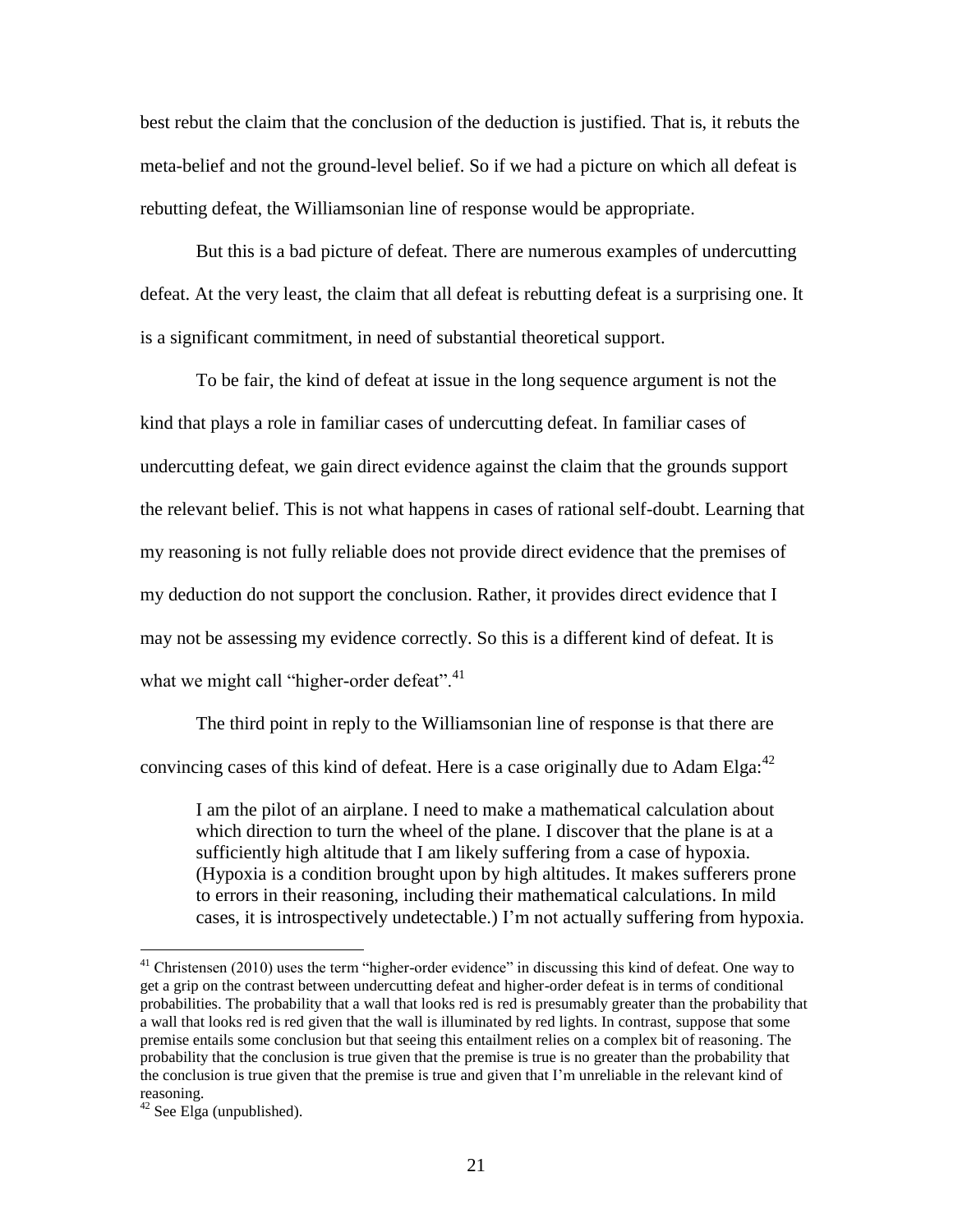best rebut the claim that the conclusion of the deduction is justified. That is, it rebuts the meta-belief and not the ground-level belief. So if we had a picture on which all defeat is rebutting defeat, the Williamsonian line of response would be appropriate.

But this is a bad picture of defeat. There are numerous examples of undercutting defeat. At the very least, the claim that all defeat is rebutting defeat is a surprising one. It is a significant commitment, in need of substantial theoretical support.

To be fair, the kind of defeat at issue in the long sequence argument is not the kind that plays a role in familiar cases of undercutting defeat. In familiar cases of undercutting defeat, we gain direct evidence against the claim that the grounds support the relevant belief. This is not what happens in cases of rational self-doubt. Learning that my reasoning is not fully reliable does not provide direct evidence that the premises of my deduction do not support the conclusion. Rather, it provides direct evidence that I may not be assessing my evidence correctly. So this is a different kind of defeat. It is what we might call "higher-order defeat".[41]

The third point in reply to the Williamsonian line of response is that there are convincing cases of this kind of defeat. Here is a case originally due to Adam Elga:[42]

> I am the pilot of an airplane. I need to make a mathematical calculation about which direction to turn the wheel of the plane. I discover that the plane is at a sufficiently high altitude that I am likely suffering from a case of hypoxia. (Hypoxia is a condition brought upon by high altitudes. It makes sufferers prone to errors in their reasoning, including their mathematical calculations. In mild cases, it is introspectively undetectable.) I'm not actually suffering from hypoxia.

[41] Christensen (2010) uses the term "higher-order evidence" in discussing this kind of defeat. One way to get a grip on the contrast between undercutting defeat and higher-order defeat is in terms of conditional probabilities. The probability that a wall that looks red is red is presumably greater than the probability that a wall that looks red is red given that the wall is illuminated by red lights. In contrast, suppose that some premise entails some conclusion but that seeing this entailment relies on a complex bit of reasoning. The probability that the conclusion is true given that the premise is true is no greater than the probability that the conclusion is true given that the premise is true and given that I'm unreliable in the relevant kind of reasoning.

[42] See Elga (unpublished).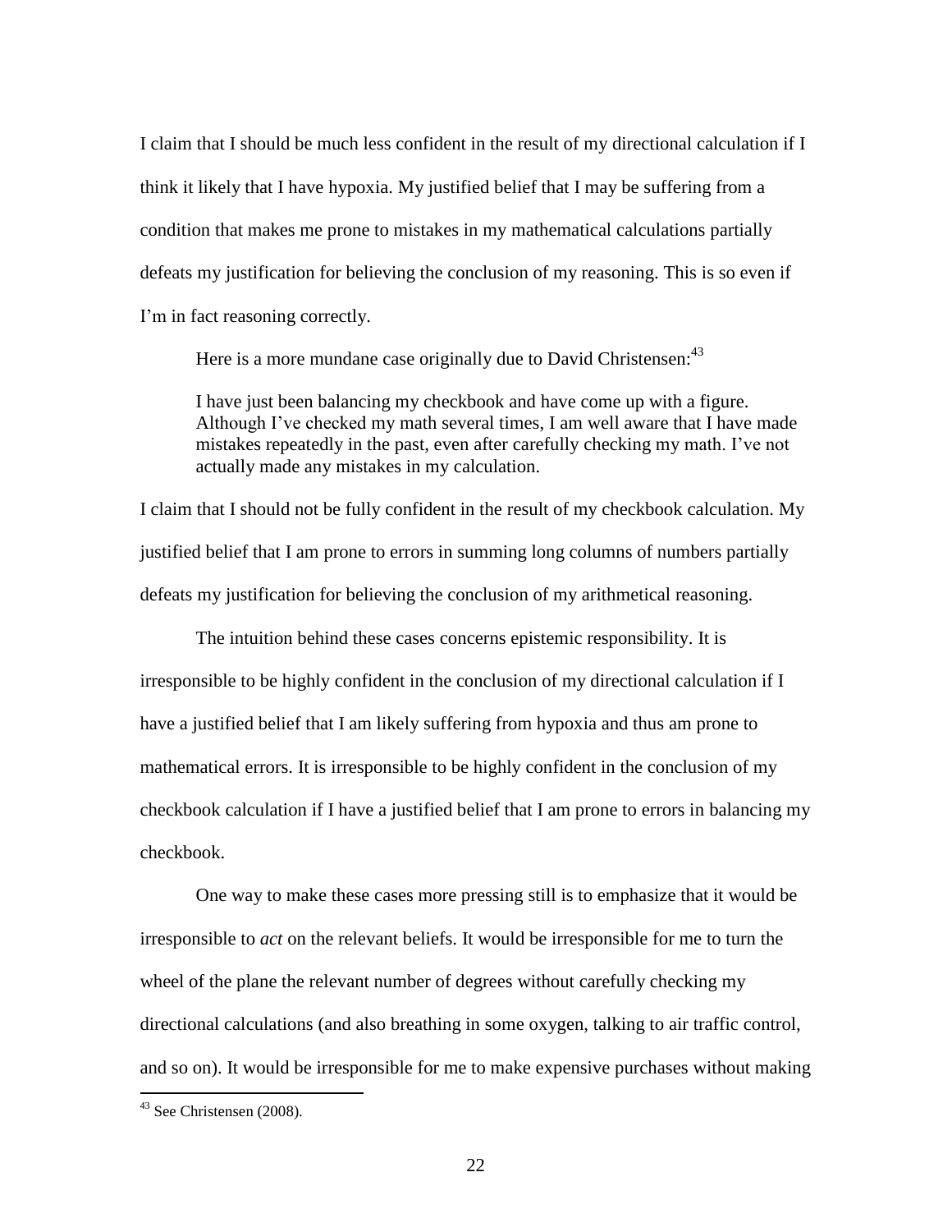I claim that I should be much less confident in the result of my directional calculation if I think it likely that I have hypoxia. My justified belief that I may be suffering from a condition that makes me prone to mistakes in my mathematical calculations partially defeats my justification for believing the conclusion of my reasoning. This is so even if I'm in fact reasoning correctly.

Here is a more mundane case originally due to David Christensen:[43]

> I have just been balancing my checkbook and have come up with a figure. Although I've checked my math several times, I am well aware that I have made mistakes repeatedly in the past, even after carefully checking my math. I've not actually made any mistakes in my calculation.

I claim that I should not be fully confident in the result of my checkbook calculation. My justified belief that I am prone to errors in summing long columns of numbers partially defeats my justification for believing the conclusion of my arithmetical reasoning.

The intuition behind these cases concerns epistemic responsibility. It is irresponsible to be highly confident in the conclusion of my directional calculation if I have a justified belief that I am likely suffering from hypoxia and thus am prone to mathematical errors. It is irresponsible to be highly confident in the conclusion of my checkbook calculation if I have a justified belief that I am prone to errors in balancing my checkbook.

One way to make these cases more pressing still is to emphasize that it would be irresponsible to *act* on the relevant beliefs. It would be irresponsible for me to turn the wheel of the plane the relevant number of degrees without carefully checking my directional calculations (and also breathing in some oxygen, talking to air traffic control, and so on). It would be irresponsible for me to make expensive purchases without making

---

[43] See Christensen (2008).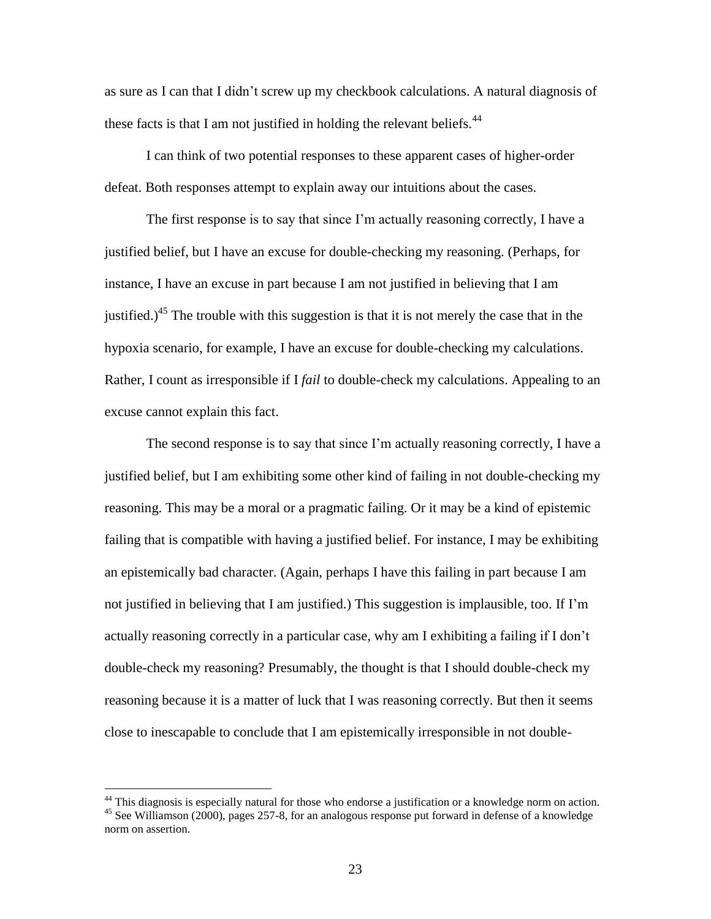as sure as I can that I didn't screw up my checkbook calculations. A natural diagnosis of these facts is that I am not justified in holding the relevant beliefs.[44]

I can think of two potential responses to these apparent cases of higher-order defeat. Both responses attempt to explain away our intuitions about the cases.

The first response is to say that since I'm actually reasoning correctly, I have a justified belief, but I have an excuse for double-checking my reasoning. (Perhaps, for instance, I have an excuse in part because I am not justified in believing that I am justified.)[45] The trouble with this suggestion is that it is not merely the case that in the hypoxia scenario, for example, I have an excuse for double-checking my calculations. Rather, I count as irresponsible if I *fail* to double-check my calculations. Appealing to an excuse cannot explain this fact.

The second response is to say that since I'm actually reasoning correctly, I have a justified belief, but I am exhibiting some other kind of failing in not double-checking my reasoning. This may be a moral or a pragmatic failing. Or it may be a kind of epistemic failing that is compatible with having a justified belief. For instance, I may be exhibiting an epistemically bad character. (Again, perhaps I have this failing in part because I am not justified in believing that I am justified.) This suggestion is implausible, too. If I'm actually reasoning correctly in a particular case, why am I exhibiting a failing if I don't double-check my reasoning? Presumably, the thought is that I should double-check my reasoning because it is a matter of luck that I was reasoning correctly. But then it seems close to inescapable to conclude that I am epistemically irresponsible in not double-

[44] This diagnosis is especially natural for those who endorse a justification or a knowledge norm on action.

[45] See Williamson (2000), pages 257-8, for an analogous response put forward in defense of a knowledge norm on assertion.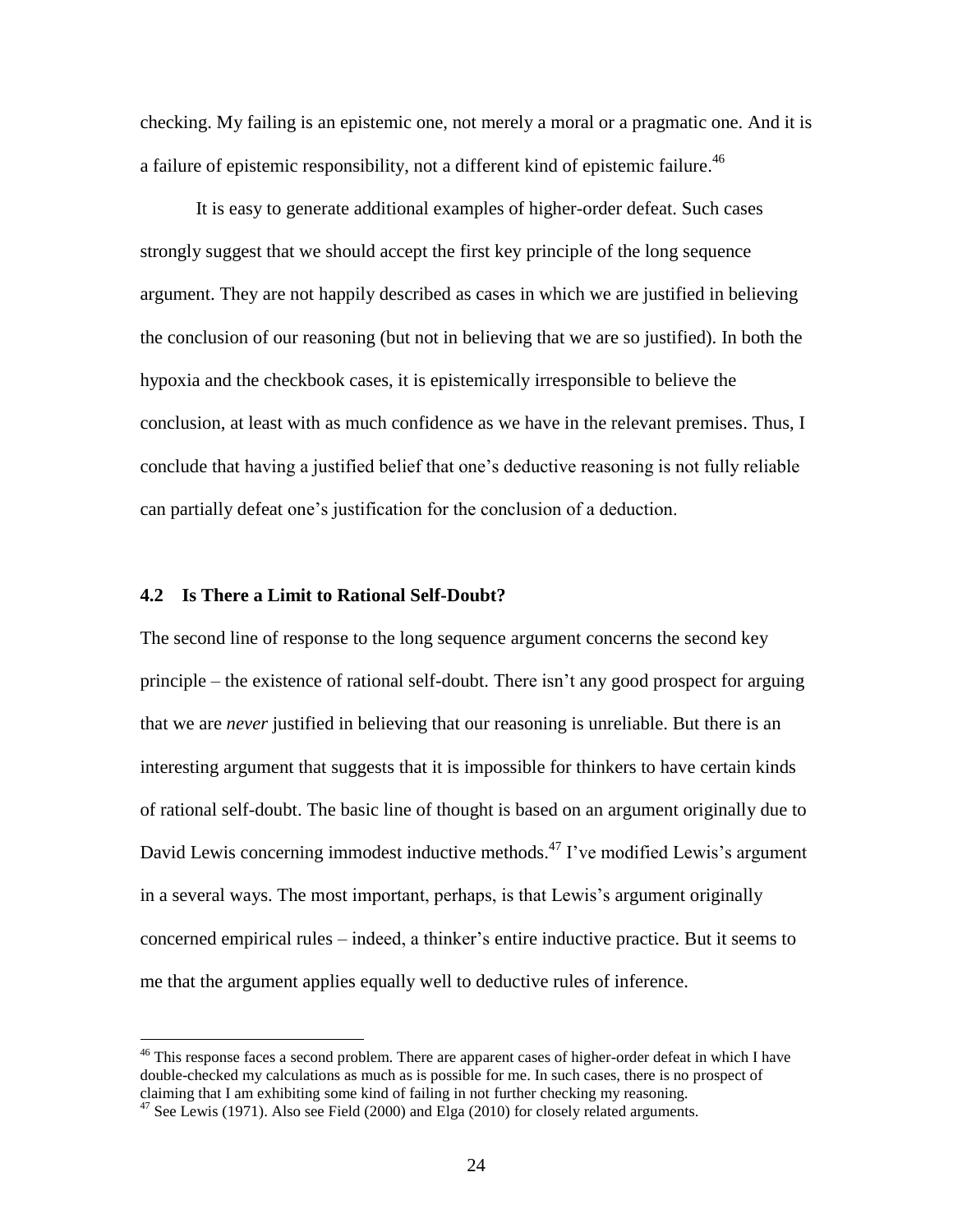checking. My failing is an epistemic one, not merely a moral or a pragmatic one. And it is a failure of epistemic responsibility, not a different kind of epistemic failure.[46]

It is easy to generate additional examples of higher-order defeat. Such cases strongly suggest that we should accept the first key principle of the long sequence argument. They are not happily described as cases in which we are justified in believing the conclusion of our reasoning (but not in believing that we are so justified). In both the hypoxia and the checkbook cases, it is epistemically irresponsible to believe the conclusion, at least with as much confidence as we have in the relevant premises. Thus, I conclude that having a justified belief that one's deductive reasoning is not fully reliable can partially defeat one's justification for the conclusion of a deduction.

### 4.2 Is There a Limit to Rational Self-Doubt?

The second line of response to the long sequence argument concerns the second key principle – the existence of rational self-doubt. There isn't any good prospect for arguing that we are *never* justified in believing that our reasoning is unreliable. But there is an interesting argument that suggests that it is impossible for thinkers to have certain kinds of rational self-doubt. The basic line of thought is based on an argument originally due to David Lewis concerning immodest inductive methods.[47] I've modified Lewis's argument in a several ways. The most important, perhaps, is that Lewis's argument originally concerned empirical rules – indeed, a thinker's entire inductive practice. But it seems to me that the argument applies equally well to deductive rules of inference.

---

[46] This response faces a second problem. There are apparent cases of higher-order defeat in which I have double-checked my calculations as much as is possible for me. In such cases, there is no prospect of claiming that I am exhibiting some kind of failing in not further checking my reasoning.

[47] See Lewis (1971). Also see Field (2000) and Elga (2010) for closely related arguments.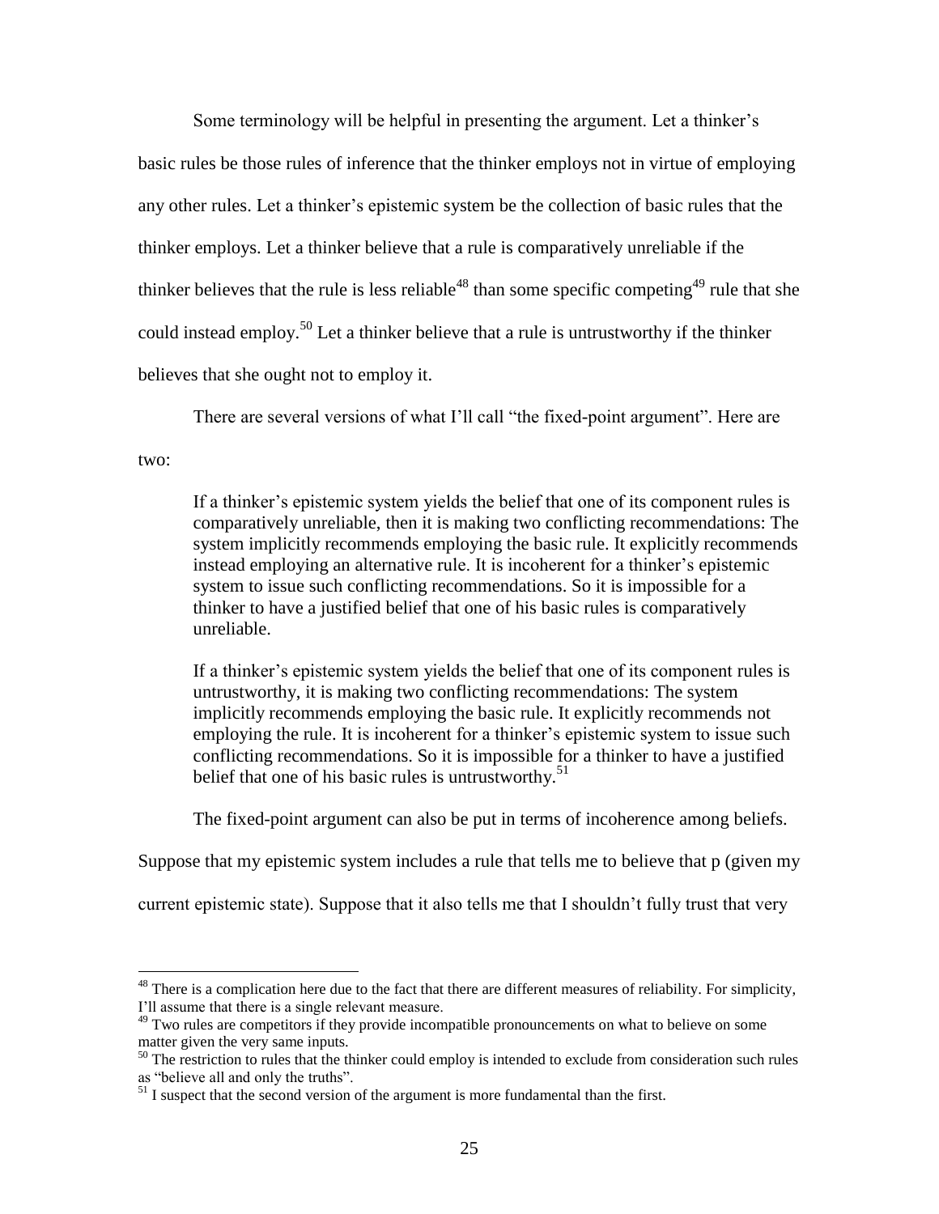Some terminology will be helpful in presenting the argument. Let a thinker's basic rules be those rules of inference that the thinker employs not in virtue of employing any other rules. Let a thinker's epistemic system be the collection of basic rules that the thinker employs. Let a thinker believe that a rule is comparatively unreliable if the thinker believes that the rule is less reliable[48] than some specific competing[49] rule that she could instead employ.[50] Let a thinker believe that a rule is untrustworthy if the thinker believes that she ought not to employ it.

There are several versions of what I'll call "the fixed-point argument". Here are two:

> If a thinker's epistemic system yields the belief that one of its component rules is comparatively unreliable, then it is making two conflicting recommendations: The system implicitly recommends employing the basic rule. It explicitly recommends instead employing an alternative rule. It is incoherent for a thinker's epistemic system to issue such conflicting recommendations. So it is impossible for a thinker to have a justified belief that one of his basic rules is comparatively unreliable.
>
> If a thinker's epistemic system yields the belief that one of its component rules is untrustworthy, it is making two conflicting recommendations: The system implicitly recommends employing the basic rule. It explicitly recommends not employing the rule. It is incoherent for a thinker's epistemic system to issue such conflicting recommendations. So it is impossible for a thinker to have a justified belief that one of his basic rules is untrustworthy.[51]

The fixed-point argument can also be put in terms of incoherence among beliefs. Suppose that my epistemic system includes a rule that tells me to believe that p (given my current epistemic state). Suppose that it also tells me that I shouldn't fully trust that very

---

[48] There is a complication here due to the fact that there are different measures of reliability. For simplicity, I'll assume that there is a single relevant measure.

[49] Two rules are competitors if they provide incompatible pronouncements on what to believe on some matter given the very same inputs.

[50] The restriction to rules that the thinker could employ is intended to exclude from consideration such rules as "believe all and only the truths".

[51] I suspect that the second version of the argument is more fundamental than the first.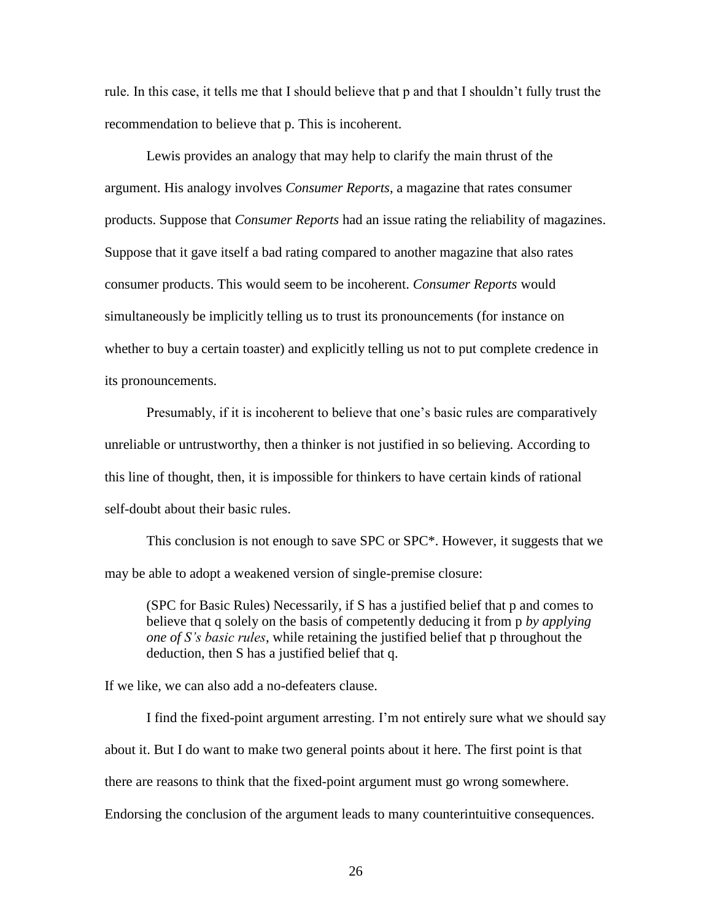rule. In this case, it tells me that I should believe that p and that I shouldn't fully trust the recommendation to believe that p. This is incoherent.

Lewis provides an analogy that may help to clarify the main thrust of the argument. His analogy involves *Consumer Reports*, a magazine that rates consumer products. Suppose that *Consumer Reports* had an issue rating the reliability of magazines. Suppose that it gave itself a bad rating compared to another magazine that also rates consumer products. This would seem to be incoherent. *Consumer Reports* would simultaneously be implicitly telling us to trust its pronouncements (for instance on whether to buy a certain toaster) and explicitly telling us not to put complete credence in its pronouncements.

Presumably, if it is incoherent to believe that one's basic rules are comparatively unreliable or untrustworthy, then a thinker is not justified in so believing. According to this line of thought, then, it is impossible for thinkers to have certain kinds of rational self-doubt about their basic rules.

This conclusion is not enough to save SPC or SPC*. However, it suggests that we may be able to adopt a weakened version of single-premise closure:

> (SPC for Basic Rules) Necessarily, if S has a justified belief that p and comes to believe that q solely on the basis of competently deducing it from p *by applying one of S's basic rules*, while retaining the justified belief that p throughout the deduction, then S has a justified belief that q.

If we like, we can also add a no-defeaters clause.

I find the fixed-point argument arresting. I'm not entirely sure what we should say about it. But I do want to make two general points about it here. The first point is that there are reasons to think that the fixed-point argument must go wrong somewhere. Endorsing the conclusion of the argument leads to many counterintuitive consequences.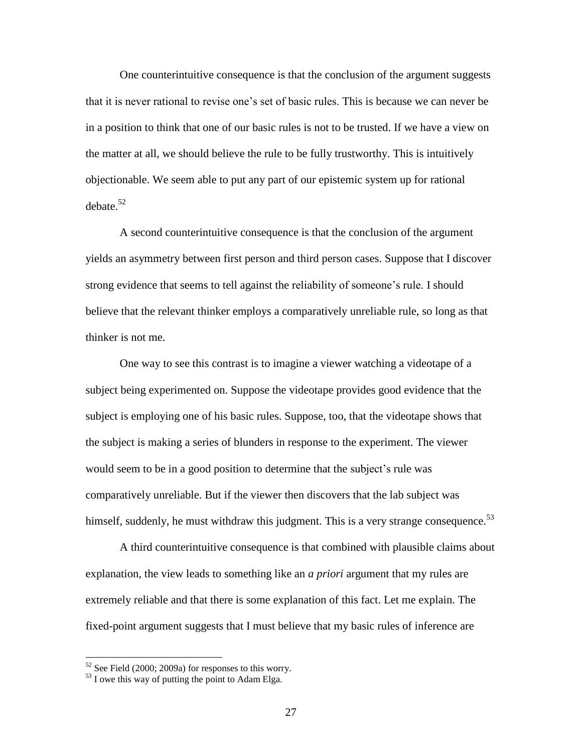One counterintuitive consequence is that the conclusion of the argument suggests that it is never rational to revise one's set of basic rules. This is because we can never be in a position to think that one of our basic rules is not to be trusted. If we have a view on the matter at all, we should believe the rule to be fully trustworthy. This is intuitively objectionable. We seem able to put any part of our epistemic system up for rational debate.[52]

A second counterintuitive consequence is that the conclusion of the argument yields an asymmetry between first person and third person cases. Suppose that I discover strong evidence that seems to tell against the reliability of someone's rule. I should believe that the relevant thinker employs a comparatively unreliable rule, so long as that thinker is not me.

One way to see this contrast is to imagine a viewer watching a videotape of a subject being experimented on. Suppose the videotape provides good evidence that the subject is employing one of his basic rules. Suppose, too, that the videotape shows that the subject is making a series of blunders in response to the experiment. The viewer would seem to be in a good position to determine that the subject's rule was comparatively unreliable. But if the viewer then discovers that the lab subject was himself, suddenly, he must withdraw this judgment. This is a very strange consequence.[53]

A third counterintuitive consequence is that combined with plausible claims about explanation, the view leads to something like an *a priori* argument that my rules are extremely reliable and that there is some explanation of this fact. Let me explain. The fixed-point argument suggests that I must believe that my basic rules of inference are

---

[52] See Field (2000; 2009a) for responses to this worry.

[53] I owe this way of putting the point to Adam Elga.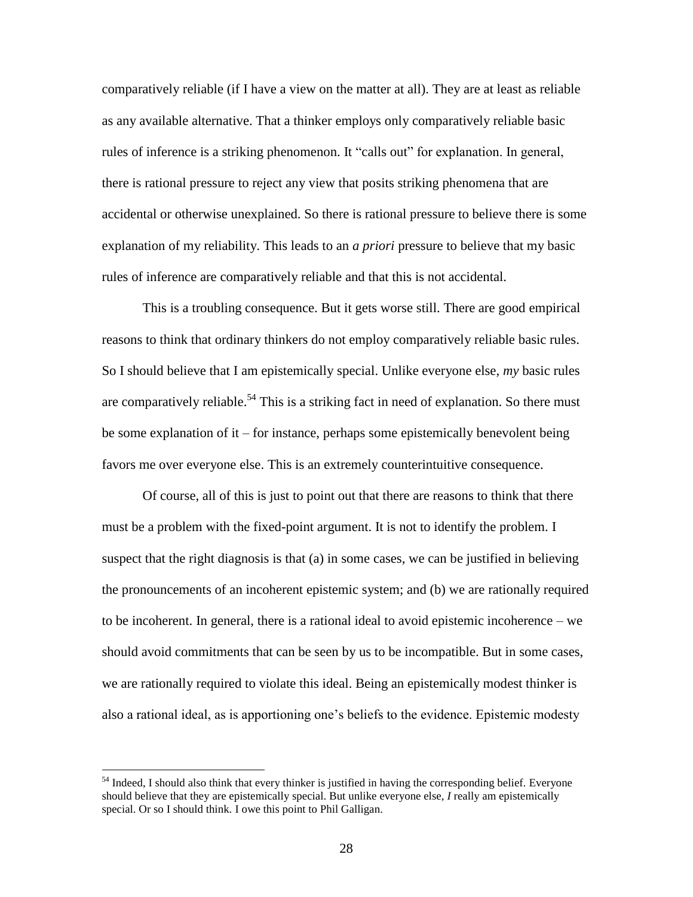comparatively reliable (if I have a view on the matter at all). They are at least as reliable as any available alternative. That a thinker employs only comparatively reliable basic rules of inference is a striking phenomenon. It "calls out" for explanation. In general, there is rational pressure to reject any view that posits striking phenomena that are accidental or otherwise unexplained. So there is rational pressure to believe there is some explanation of my reliability. This leads to an *a priori* pressure to believe that my basic rules of inference are comparatively reliable and that this is not accidental.

This is a troubling consequence. But it gets worse still. There are good empirical reasons to think that ordinary thinkers do not employ comparatively reliable basic rules. So I should believe that I am epistemically special. Unlike everyone else, *my* basic rules are comparatively reliable.[54] This is a striking fact in need of explanation. So there must be some explanation of it – for instance, perhaps some epistemically benevolent being favors me over everyone else. This is an extremely counterintuitive consequence.

Of course, all of this is just to point out that there are reasons to think that there must be a problem with the fixed-point argument. It is not to identify the problem. I suspect that the right diagnosis is that (a) in some cases, we can be justified in believing the pronouncements of an incoherent epistemic system; and (b) we are rationally required to be incoherent. In general, there is a rational ideal to avoid epistemic incoherence – we should avoid commitments that can be seen by us to be incompatible. But in some cases, we are rationally required to violate this ideal. Being an epistemically modest thinker is also a rational ideal, as is apportioning one's beliefs to the evidence. Epistemic modesty

[54] Indeed, I should also think that every thinker is justified in having the corresponding belief. Everyone should believe that they are epistemically special. But unlike everyone else, *I* really am epistemically special. Or so I should think. I owe this point to Phil Galligan.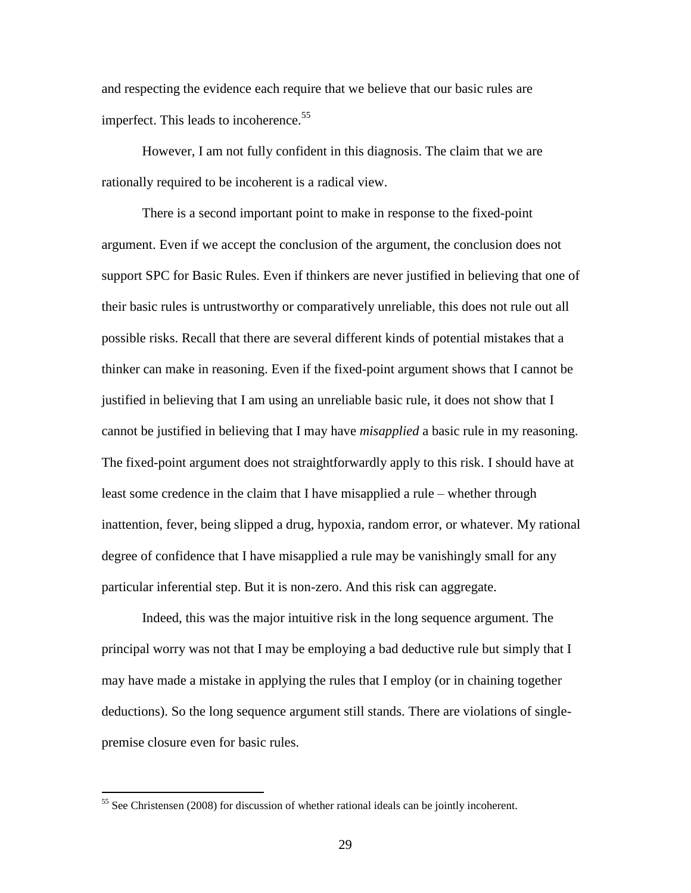and respecting the evidence each require that we believe that our basic rules are imperfect. This leads to incoherence.[55]

However, I am not fully confident in this diagnosis. The claim that we are rationally required to be incoherent is a radical view.

There is a second important point to make in response to the fixed-point argument. Even if we accept the conclusion of the argument, the conclusion does not support SPC for Basic Rules. Even if thinkers are never justified in believing that one of their basic rules is untrustworthy or comparatively unreliable, this does not rule out all possible risks. Recall that there are several different kinds of potential mistakes that a thinker can make in reasoning. Even if the fixed-point argument shows that I cannot be justified in believing that I am using an unreliable basic rule, it does not show that I cannot be justified in believing that I may have *misapplied* a basic rule in my reasoning. The fixed-point argument does not straightforwardly apply to this risk. I should have at least some credence in the claim that I have misapplied a rule – whether through inattention, fever, being slipped a drug, hypoxia, random error, or whatever. My rational degree of confidence that I have misapplied a rule may be vanishingly small for any particular inferential step. But it is non-zero. And this risk can aggregate.

Indeed, this was the major intuitive risk in the long sequence argument. The principal worry was not that I may be employing a bad deductive rule but simply that I may have made a mistake in applying the rules that I employ (or in chaining together deductions). So the long sequence argument still stands. There are violations of single-premise closure even for basic rules.

[55] See Christensen (2008) for discussion of whether rational ideals can be jointly incoherent.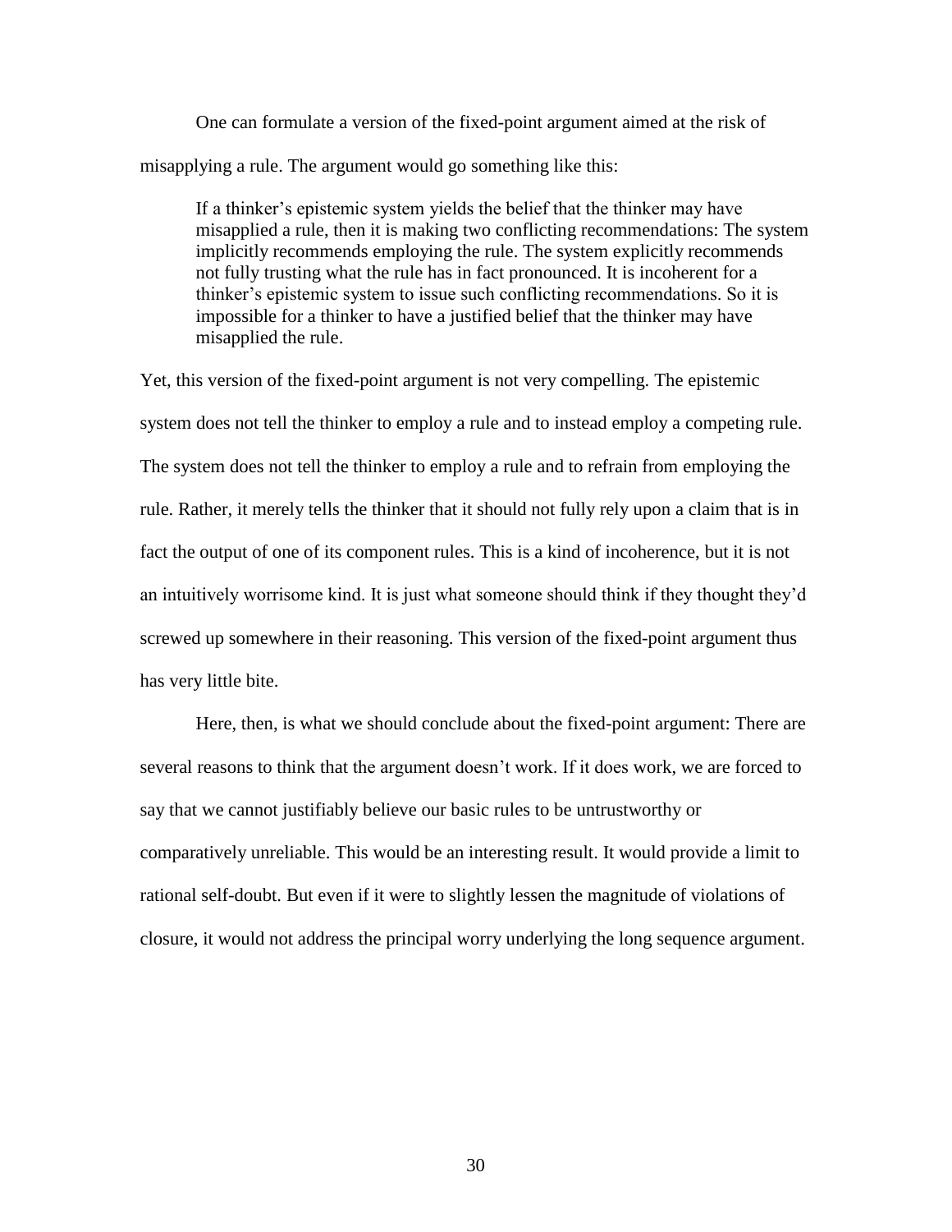One can formulate a version of the fixed-point argument aimed at the risk of misapplying a rule. The argument would go something like this:

> If a thinker's epistemic system yields the belief that the thinker may have misapplied a rule, then it is making two conflicting recommendations: The system implicitly recommends employing the rule. The system explicitly recommends not fully trusting what the rule has in fact pronounced. It is incoherent for a thinker's epistemic system to issue such conflicting recommendations. So it is impossible for a thinker to have a justified belief that the thinker may have misapplied the rule.

Yet, this version of the fixed-point argument is not very compelling. The epistemic system does not tell the thinker to employ a rule and to instead employ a competing rule. The system does not tell the thinker to employ a rule and to refrain from employing the rule. Rather, it merely tells the thinker that it should not fully rely upon a claim that is in fact the output of one of its component rules. This is a kind of incoherence, but it is not an intuitively worrisome kind. It is just what someone should think if they thought they'd screwed up somewhere in their reasoning. This version of the fixed-point argument thus has very little bite.

Here, then, is what we should conclude about the fixed-point argument: There are several reasons to think that the argument doesn't work. If it does work, we are forced to say that we cannot justifiably believe our basic rules to be untrustworthy or comparatively unreliable. This would be an interesting result. It would provide a limit to rational self-doubt. But even if it were to slightly lessen the magnitude of violations of closure, it would not address the principal worry underlying the long sequence argument.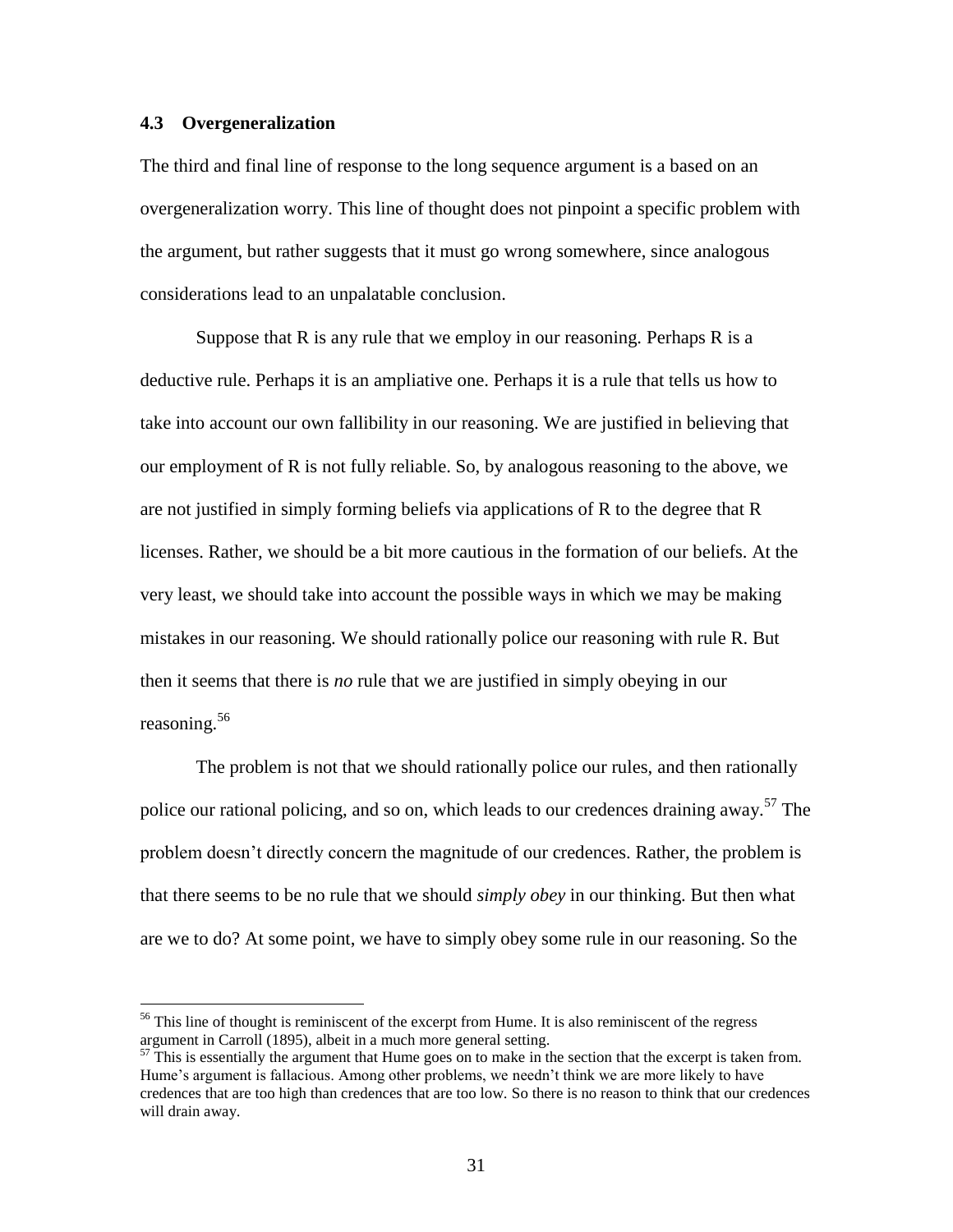### 4.3 Overgeneralization

The third and final line of response to the long sequence argument is a based on an overgeneralization worry. This line of thought does not pinpoint a specific problem with the argument, but rather suggests that it must go wrong somewhere, since analogous considerations lead to an unpalatable conclusion.

Suppose that R is any rule that we employ in our reasoning. Perhaps R is a deductive rule. Perhaps it is an ampliative one. Perhaps it is a rule that tells us how to take into account our own fallibility in our reasoning. We are justified in believing that our employment of R is not fully reliable. So, by analogous reasoning to the above, we are not justified in simply forming beliefs via applications of R to the degree that R licenses. Rather, we should be a bit more cautious in the formation of our beliefs. At the very least, we should take into account the possible ways in which we may be making mistakes in our reasoning. We should rationally police our reasoning with rule R. But then it seems that there is *no* rule that we are justified in simply obeying in our reasoning.[56]

The problem is not that we should rationally police our rules, and then rationally police our rational policing, and so on, which leads to our credences draining away.[57] The problem doesn't directly concern the magnitude of our credences. Rather, the problem is that there seems to be no rule that we should *simply obey* in our thinking. But then what are we to do? At some point, we have to simply obey some rule in our reasoning. So the

---

[56] This line of thought is reminiscent of the excerpt from Hume. It is also reminiscent of the regress argument in Carroll (1895), albeit in a much more general setting.

[57] This is essentially the argument that Hume goes on to make in the section that the excerpt is taken from. Hume's argument is fallacious. Among other problems, we needn't think we are more likely to have credences that are too high than credences that are too low. So there is no reason to think that our credences will drain away.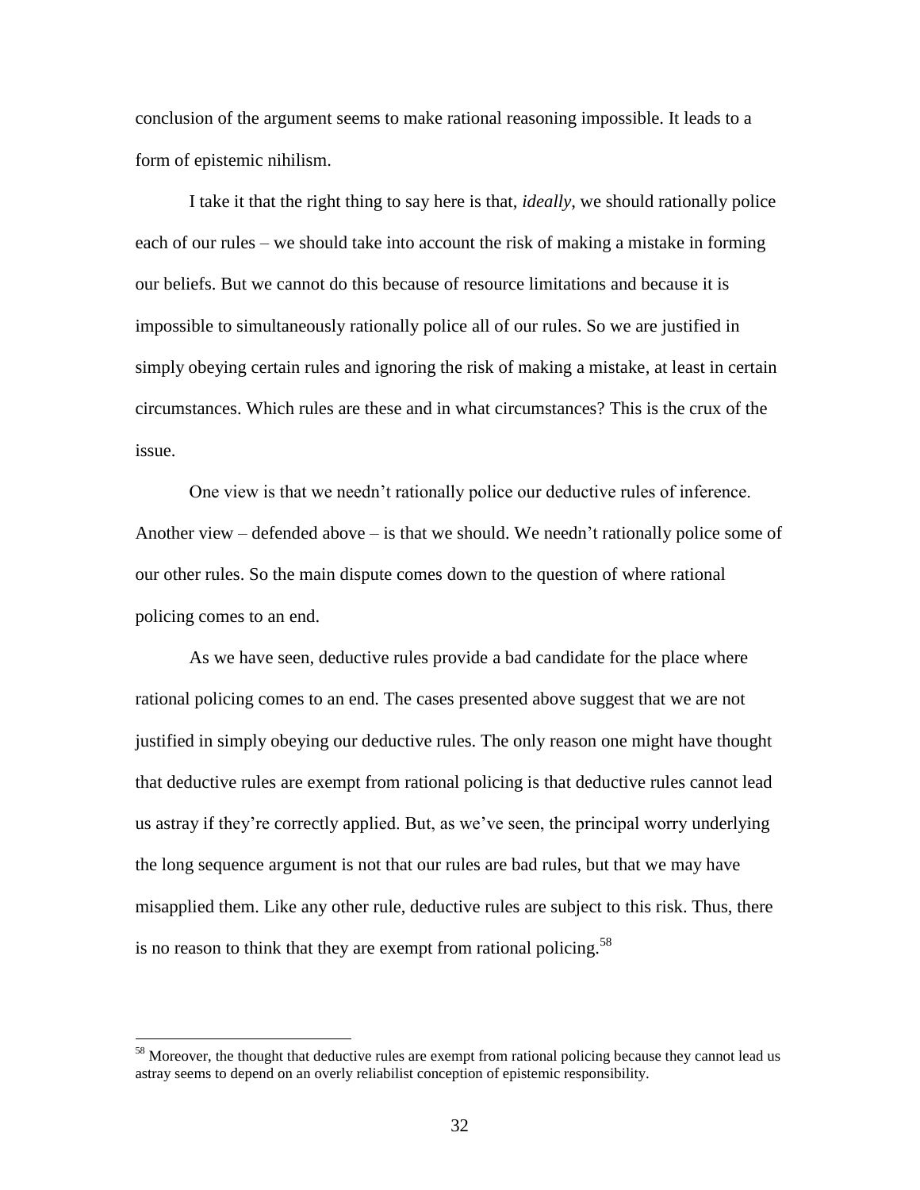conclusion of the argument seems to make rational reasoning impossible. It leads to a form of epistemic nihilism.

I take it that the right thing to say here is that, *ideally*, we should rationally police each of our rules – we should take into account the risk of making a mistake in forming our beliefs. But we cannot do this because of resource limitations and because it is impossible to simultaneously rationally police all of our rules. So we are justified in simply obeying certain rules and ignoring the risk of making a mistake, at least in certain circumstances. Which rules are these and in what circumstances? This is the crux of the issue.

One view is that we needn't rationally police our deductive rules of inference. Another view – defended above – is that we should. We needn't rationally police some of our other rules. So the main dispute comes down to the question of where rational policing comes to an end.

As we have seen, deductive rules provide a bad candidate for the place where rational policing comes to an end. The cases presented above suggest that we are not justified in simply obeying our deductive rules. The only reason one might have thought that deductive rules are exempt from rational policing is that deductive rules cannot lead us astray if they're correctly applied. But, as we've seen, the principal worry underlying the long sequence argument is not that our rules are bad rules, but that we may have misapplied them. Like any other rule, deductive rules are subject to this risk. Thus, there is no reason to think that they are exempt from rational policing.[58]

---

[58] Moreover, the thought that deductive rules are exempt from rational policing because they cannot lead us astray seems to depend on an overly reliabilist conception of epistemic responsibility.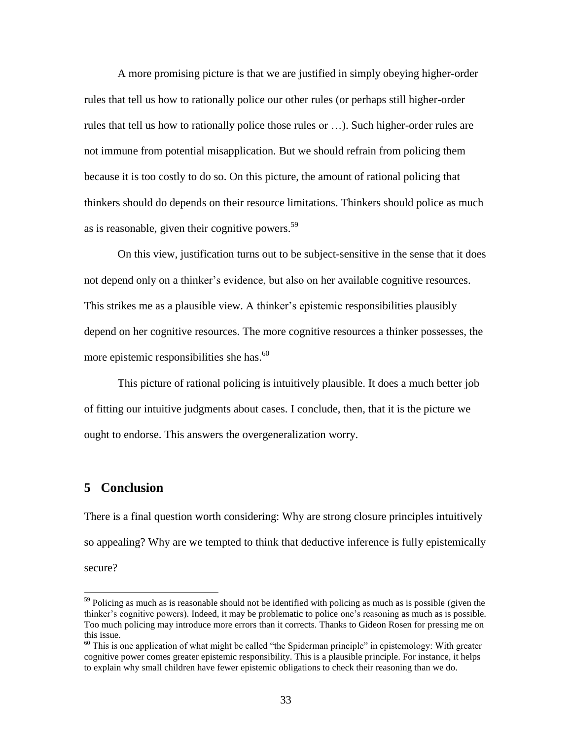A more promising picture is that we are justified in simply obeying higher-order rules that tell us how to rationally police our other rules (or perhaps still higher-order rules that tell us how to rationally police those rules or …). Such higher-order rules are not immune from potential misapplication. But we should refrain from policing them because it is too costly to do so. On this picture, the amount of rational policing that thinkers should do depends on their resource limitations. Thinkers should police as much as is reasonable, given their cognitive powers.[59]

On this view, justification turns out to be subject-sensitive in the sense that it does not depend only on a thinker's evidence, but also on her available cognitive resources. This strikes me as a plausible view. A thinker's epistemic responsibilities plausibly depend on her cognitive resources. The more cognitive resources a thinker possesses, the more epistemic responsibilities she has.[60]

This picture of rational policing is intuitively plausible. It does a much better job of fitting our intuitive judgments about cases. I conclude, then, that it is the picture we ought to endorse. This answers the overgeneralization worry.

## 5 Conclusion

There is a final question worth considering: Why are strong closure principles intuitively so appealing? Why are we tempted to think that deductive inference is fully epistemically secure?

---

[59] Policing as much as is reasonable should not be identified with policing as much as is possible (given the thinker's cognitive powers). Indeed, it may be problematic to police one's reasoning as much as is possible. Too much policing may introduce more errors than it corrects. Thanks to Gideon Rosen for pressing me on this issue.

[60] This is one application of what might be called "the Spiderman principle" in epistemology: With greater cognitive power comes greater epistemic responsibility. This is a plausible principle. For instance, it helps to explain why small children have fewer epistemic obligations to check their reasoning than we do.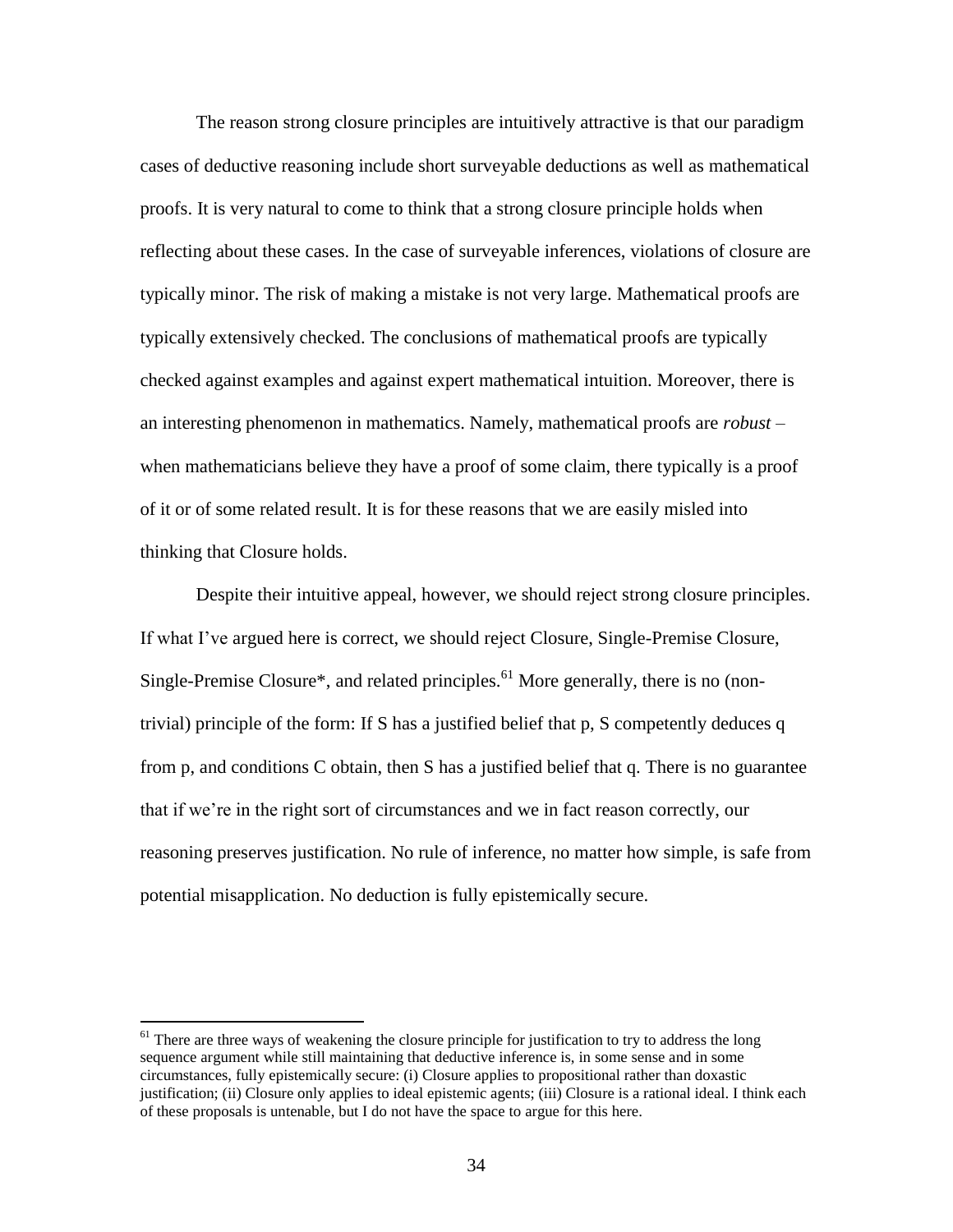The reason strong closure principles are intuitively attractive is that our paradigm cases of deductive reasoning include short surveyable deductions as well as mathematical proofs. It is very natural to come to think that a strong closure principle holds when reflecting about these cases. In the case of surveyable inferences, violations of closure are typically minor. The risk of making a mistake is not very large. Mathematical proofs are typically extensively checked. The conclusions of mathematical proofs are typically checked against examples and against expert mathematical intuition. Moreover, there is an interesting phenomenon in mathematics. Namely, mathematical proofs are *robust* – when mathematicians believe they have a proof of some claim, there typically is a proof of it or of some related result. It is for these reasons that we are easily misled into thinking that Closure holds.

Despite their intuitive appeal, however, we should reject strong closure principles. If what I've argued here is correct, we should reject Closure, Single-Premise Closure, Single-Premise Closure*, and related principles.[61] More generally, there is no (non-trivial) principle of the form: If S has a justified belief that p, S competently deduces q from p, and conditions C obtain, then S has a justified belief that q. There is no guarantee that if we're in the right sort of circumstances and we in fact reason correctly, our reasoning preserves justification. No rule of inference, no matter how simple, is safe from potential misapplication. No deduction is fully epistemically secure.

---

[61] There are three ways of weakening the closure principle for justification to try to address the long sequence argument while still maintaining that deductive inference is, in some sense and in some circumstances, fully epistemically secure: (i) Closure applies to propositional rather than doxastic justification; (ii) Closure only applies to ideal epistemic agents; (iii) Closure is a rational ideal. I think each of these proposals is untenable, but I do not have the space to argue for this here.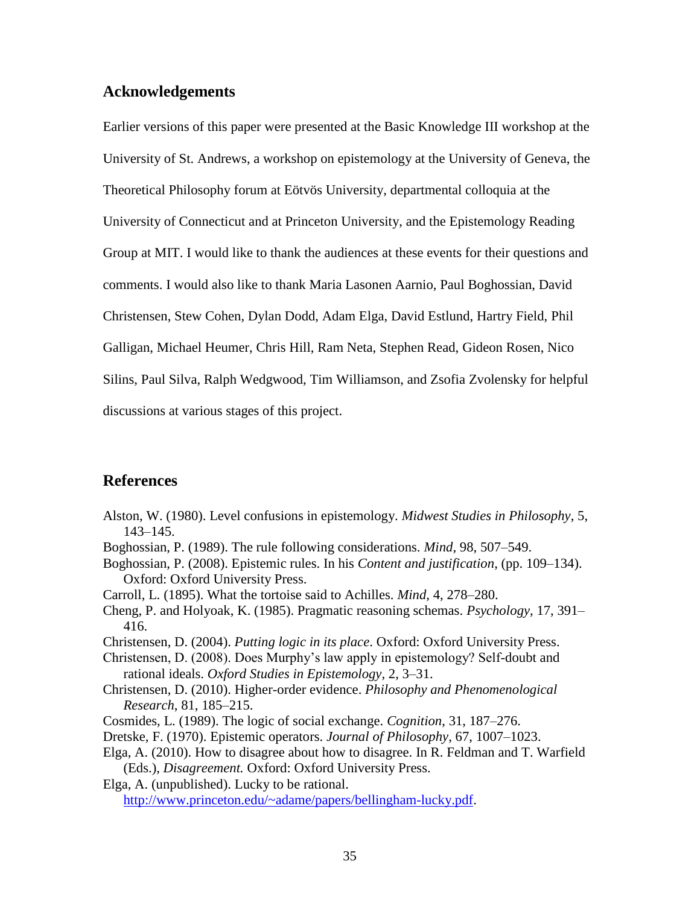## Acknowledgements

Earlier versions of this paper were presented at the Basic Knowledge III workshop at the University of St. Andrews, a workshop on epistemology at the University of Geneva, the Theoretical Philosophy forum at Eötvös University, departmental colloquia at the University of Connecticut and at Princeton University, and the Epistemology Reading Group at MIT. I would like to thank the audiences at these events for their questions and comments. I would also like to thank Maria Lasonen Aarnio, Paul Boghossian, David Christensen, Stew Cohen, Dylan Dodd, Adam Elga, David Estlund, Hartry Field, Phil Galligan, Michael Heumer, Chris Hill, Ram Neta, Stephen Read, Gideon Rosen, Nico Silins, Paul Silva, Ralph Wedgwood, Tim Williamson, and Zsofia Zvolensky for helpful discussions at various stages of this project.

## References

Alston, W. (1980). Level confusions in epistemology. *Midwest Studies in Philosophy*, 5, 143–145.

Boghossian, P. (1989). The rule following considerations. *Mind*, 98, 507–549.

Boghossian, P. (2008). Epistemic rules. In his *Content and justification*, (pp. 109–134). Oxford: Oxford University Press.

Carroll, L. (1895). What the tortoise said to Achilles. *Mind*, 4, 278–280.

Cheng, P. and Holyoak, K. (1985). Pragmatic reasoning schemas. *Psychology*, 17, 391–416.

Christensen, D. (2004). *Putting logic in its place*. Oxford: Oxford University Press.

Christensen, D. (2008). Does Murphy's law apply in epistemology? Self-doubt and rational ideals. *Oxford Studies in Epistemology*, 2, 3–31.

Christensen, D. (2010). Higher-order evidence. *Philosophy and Phenomenological Research*, 81, 185–215.

Cosmides, L. (1989). The logic of social exchange. *Cognition*, 31, 187–276.

Dretske, F. (1970). Epistemic operators. *Journal of Philosophy*, 67, 1007–1023.

Elga, A. (2010). How to disagree about how to disagree. In R. Feldman and T. Warfield (Eds.), *Disagreement.* Oxford: Oxford University Press.

Elga, A. (unpublished). Lucky to be rational. http://www.princeton.edu/~adame/papers/bellingham-lucky.pdf.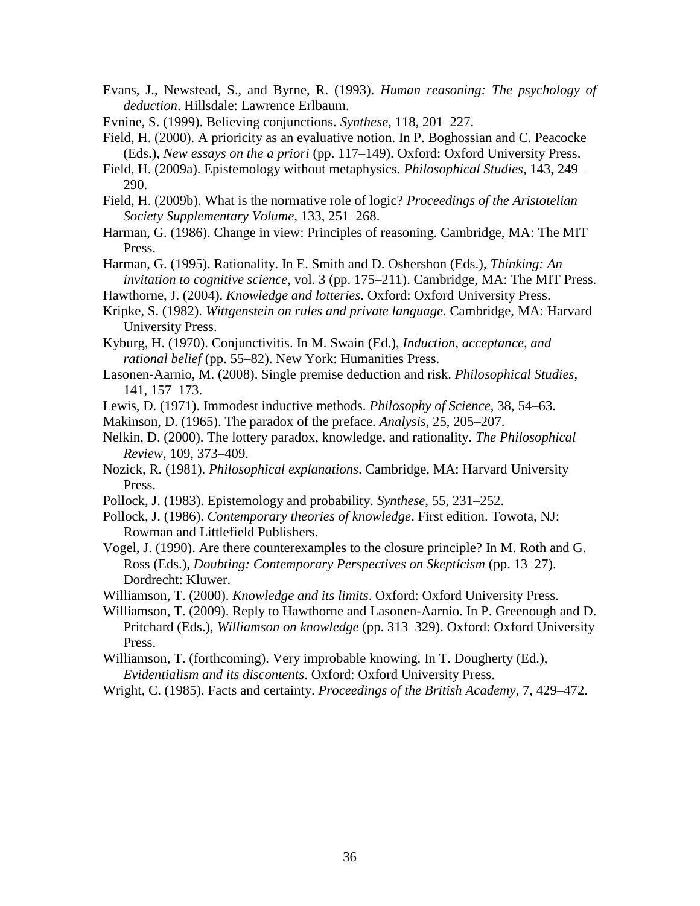Evans, J., Newstead, S., and Byrne, R. (1993). *Human reasoning: The psychology of deduction*. Hillsdale: Lawrence Erlbaum.

Evnine, S. (1999). Believing conjunctions. *Synthese*, 118, 201–227.

Field, H. (2000). A prioricity as an evaluative notion. In P. Boghossian and C. Peacocke (Eds.), *New essays on the a priori* (pp. 117–149). Oxford: Oxford University Press.

Field, H. (2009a). Epistemology without metaphysics. *Philosophical Studies*, 143, 249–290.

Field, H. (2009b). What is the normative role of logic? *Proceedings of the Aristotelian Society Supplementary Volume*, 133, 251–268.

Harman, G. (1986). Change in view: Principles of reasoning. Cambridge, MA: The MIT Press.

Harman, G. (1995). Rationality. In E. Smith and D. Oshershon (Eds.), *Thinking: An invitation to cognitive science*, vol. 3 (pp. 175–211). Cambridge, MA: The MIT Press.

Hawthorne, J. (2004). *Knowledge and lotteries*. Oxford: Oxford University Press.

Kripke, S. (1982). *Wittgenstein on rules and private language*. Cambridge, MA: Harvard University Press.

Kyburg, H. (1970). Conjunctivitis. In M. Swain (Ed.), *Induction, acceptance, and rational belief* (pp. 55–82). New York: Humanities Press.

Lasonen-Aarnio, M. (2008). Single premise deduction and risk. *Philosophical Studies*, 141, 157–173.

Lewis, D. (1971). Immodest inductive methods. *Philosophy of Science*, 38, 54–63.

Makinson, D. (1965). The paradox of the preface. *Analysis*, 25, 205–207.

Nelkin, D. (2000). The lottery paradox, knowledge, and rationality. *The Philosophical Review*, 109, 373–409.

Nozick, R. (1981). *Philosophical explanations*. Cambridge, MA: Harvard University Press.

Pollock, J. (1983). Epistemology and probability. *Synthese*, 55, 231–252.

Pollock, J. (1986). *Contemporary theories of knowledge*. First edition. Towota, NJ: Rowman and Littlefield Publishers.

Vogel, J. (1990). Are there counterexamples to the closure principle? In M. Roth and G. Ross (Eds.), *Doubting: Contemporary Perspectives on Skepticism* (pp. 13–27). Dordrecht: Kluwer.

Williamson, T. (2000). *Knowledge and its limits*. Oxford: Oxford University Press.

Williamson, T. (2009). Reply to Hawthorne and Lasonen-Aarnio. In P. Greenough and D. Pritchard (Eds.), *Williamson on knowledge* (pp. 313–329). Oxford: Oxford University Press.

Williamson, T. (forthcoming). Very improbable knowing. In T. Dougherty (Ed.), *Evidentialism and its discontents*. Oxford: Oxford University Press.

Wright, C. (1985). Facts and certainty. *Proceedings of the British Academy*, 7, 429–472.